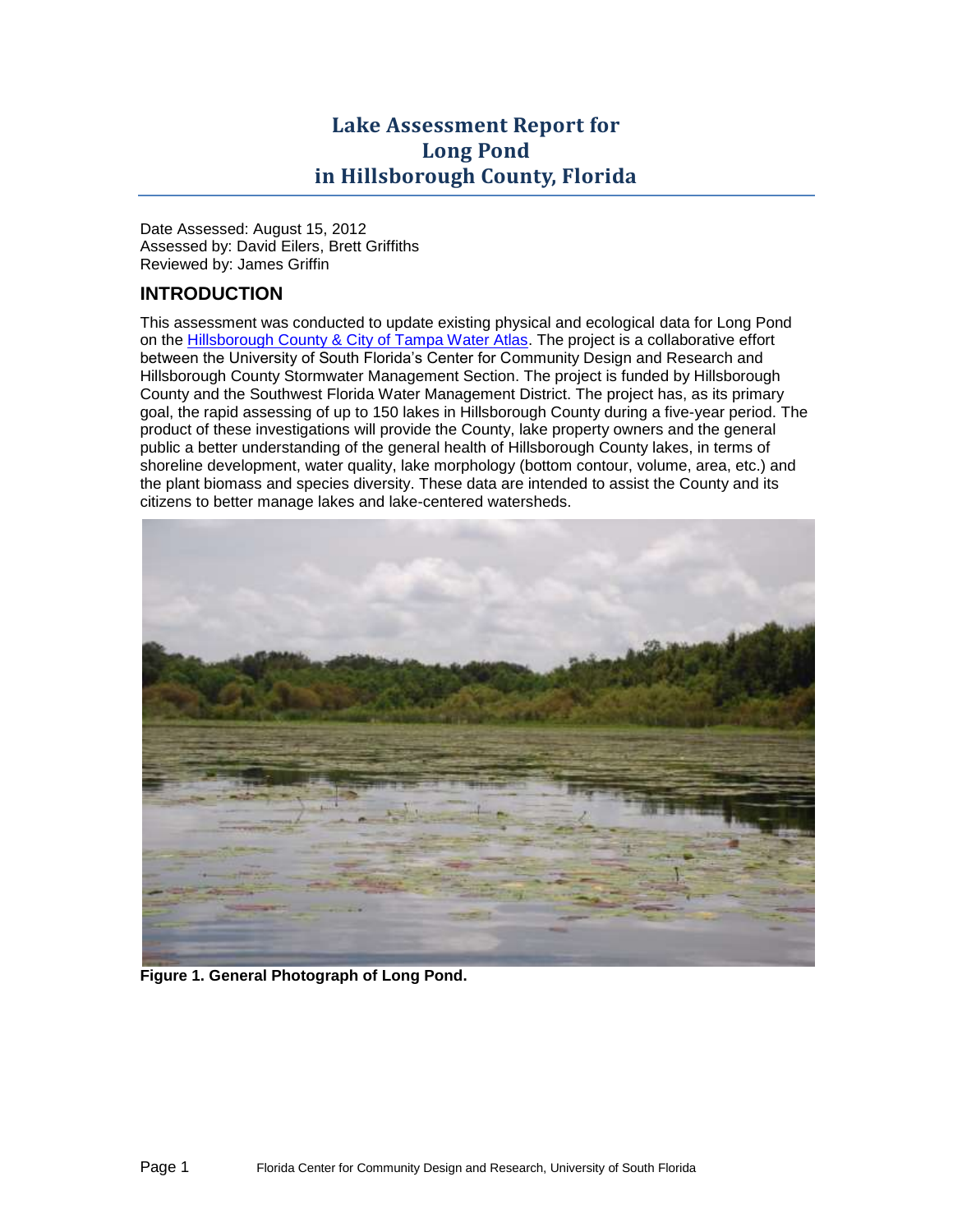# Lake Assessment Report for Long Pond in Hillsborough County, Florida

Date Assessed: August 15, 2012
Assessed by: David Eilers, Brett Griffiths
Reviewed by: James Griffin

## INTRODUCTION

This assessment was conducted to update existing physical and ecological data for Long Pond on the Hillsborough County & City of Tampa Water Atlas. The project is a collaborative effort between the University of South Florida's Center for Community Design and Research and Hillsborough County Stormwater Management Section. The project is funded by Hillsborough County and the Southwest Florida Water Management District. The project has, as its primary goal, the rapid assessing of up to 150 lakes in Hillsborough County during a five-year period. The product of these investigations will provide the County, lake property owners and the general public a better understanding of the general health of Hillsborough County lakes, in terms of shoreline development, water quality, lake morphology (bottom contour, volume, area, etc.) and the plant biomass and species diversity. These data are intended to assist the County and its citizens to better manage lakes and lake-centered watersheds.

**Figure 1. General Photograph of Long Pond.**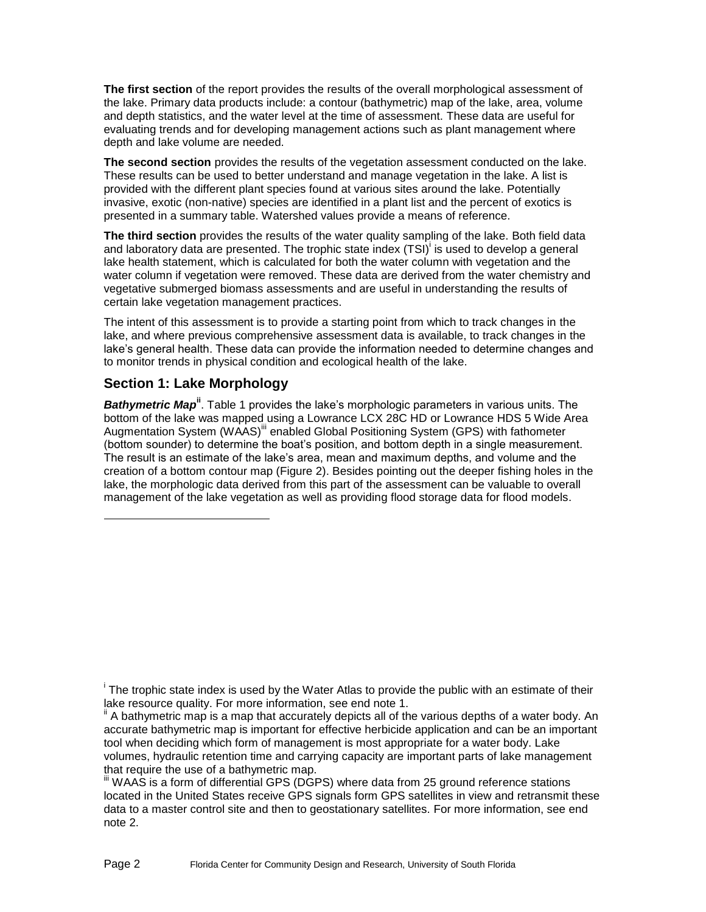**The first section** of the report provides the results of the overall morphological assessment of the lake. Primary data products include: a contour (bathymetric) map of the lake, area, volume and depth statistics, and the water level at the time of assessment. These data are useful for evaluating trends and for developing management actions such as plant management where depth and lake volume are needed.

**The second section** provides the results of the vegetation assessment conducted on the lake. These results can be used to better understand and manage vegetation in the lake. A list is provided with the different plant species found at various sites around the lake. Potentially invasive, exotic (non-native) species are identified in a plant list and the percent of exotics is presented in a summary table. Watershed values provide a means of reference.

**The third section** provides the results of the water quality sampling of the lake. Both field data and laboratory data are presented. The trophic state index (TSI)[i] is used to develop a general lake health statement, which is calculated for both the water column with vegetation and the water column if vegetation were removed. These data are derived from the water chemistry and vegetative submerged biomass assessments and are useful in understanding the results of certain lake vegetation management practices.

The intent of this assessment is to provide a starting point from which to track changes in the lake, and where previous comprehensive assessment data is available, to track changes in the lake's general health. These data can provide the information needed to determine changes and to monitor trends in physical condition and ecological health of the lake.

## Section 1: Lake Morphology

***Bathymetric Map***[ii]. Table 1 provides the lake's morphologic parameters in various units. The bottom of the lake was mapped using a Lowrance LCX 28C HD or Lowrance HDS 5 Wide Area Augmentation System (WAAS)[iii] enabled Global Positioning System (GPS) with fathometer (bottom sounder) to determine the boat's position, and bottom depth in a single measurement. The result is an estimate of the lake's area, mean and maximum depths, and volume and the creation of a bottom contour map (Figure 2). Besides pointing out the deeper fishing holes in the lake, the morphologic data derived from this part of the assessment can be valuable to overall management of the lake vegetation as well as providing flood storage data for flood models.

---

[i] The trophic state index is used by the Water Atlas to provide the public with an estimate of their lake resource quality. For more information, see end note 1.

[ii] A bathymetric map is a map that accurately depicts all of the various depths of a water body. An accurate bathymetric map is important for effective herbicide application and can be an important tool when deciding which form of management is most appropriate for a water body. Lake volumes, hydraulic retention time and carrying capacity are important parts of lake management that require the use of a bathymetric map.

[iii] WAAS is a form of differential GPS (DGPS) where data from 25 ground reference stations located in the United States receive GPS signals form GPS satellites in view and retransmit these data to a master control site and then to geostationary satellites. For more information, see end note 2.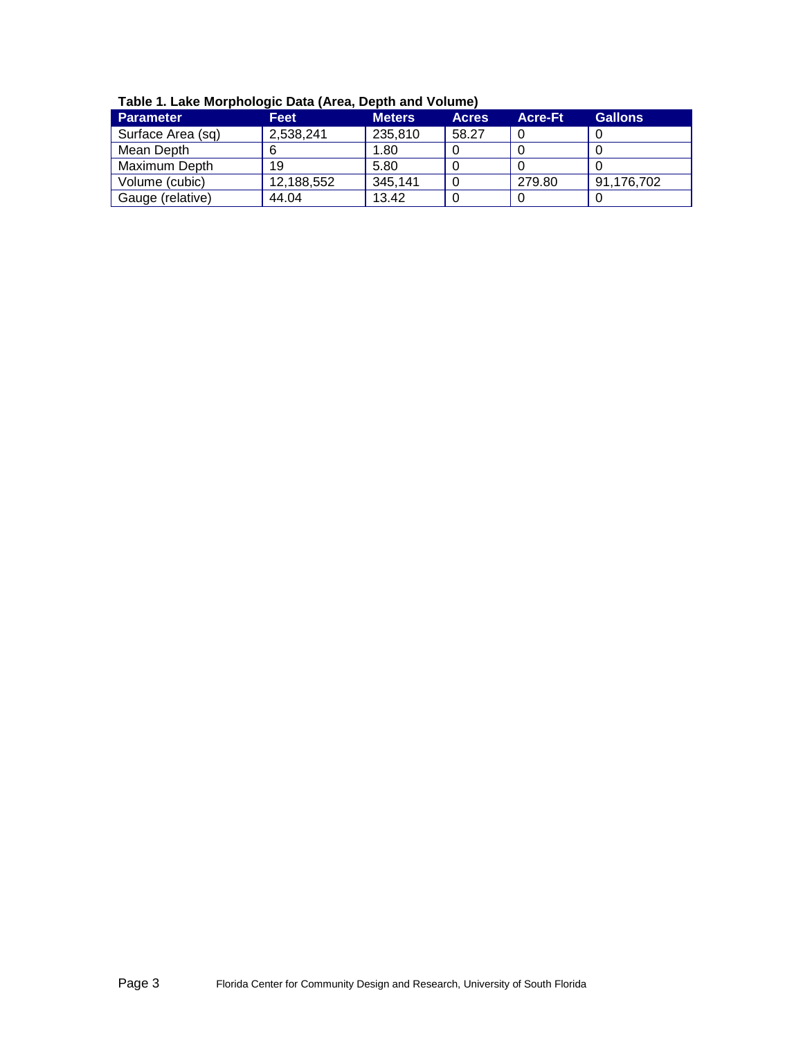**Table 1. Lake Morphologic Data (Area, Depth and Volume)**

| Parameter | Feet | Meters | Acres | Acre-Ft | Gallons |
| --- | --- | --- | --- | --- | --- |
| Surface Area (sq) | 2,538,241 | 235,810 | 58.27 | 0 | 0 |
| Mean Depth | 6 | 1.80 | 0 | 0 | 0 |
| Maximum Depth | 19 | 5.80 | 0 | 0 | 0 |
| Volume (cubic) | 12,188,552 | 345,141 | 0 | 279.80 | 91,176,702 |
| Gauge (relative) | 44.04 | 13.42 | 0 | 0 | 0 |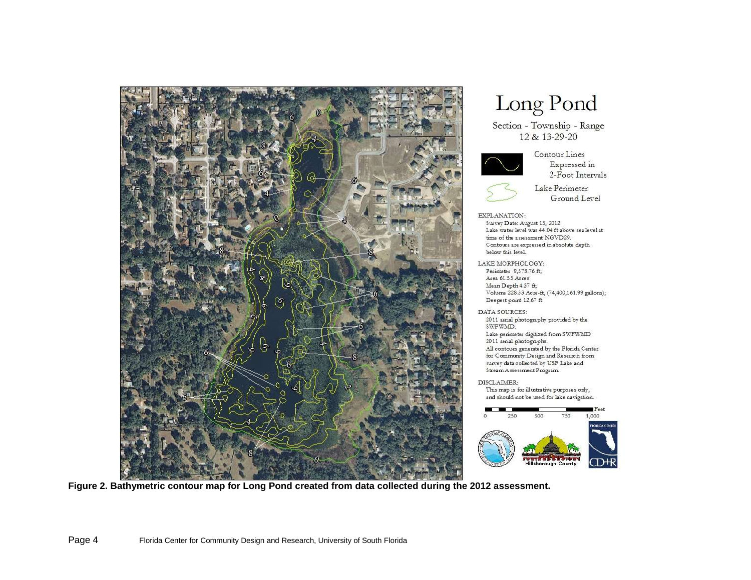# Long Pond

Section - Township - Range
12 & 13-29-20

Contour Lines
Expressed in
2-Foot Intervals

Lake Perimeter
Ground Level

EXPLANATION:
Survey Date: August 15, 2012
Lake water level was 44.04 ft above sea level at time of the assessment NGVD29.
Contours are expressed in absolute depth below this level.

LAKE MORPHOLOGY:
Perimeter 9,578.76 ft;
Area 61.55 Acres
Mean Depth 4.37 ft;
Volume 228.33 Acre-ft, (74,400,161.99 gallons);
Deepest point 12.67 ft

DATA SOURCES:
2011 aerial photography provided by the SWFWMD.
Lake perimeter digitized from SWFWMD 2011 aerial photographs.
All contours generated by the Florida Center for Community Design and Research from survey data collected by USF Lake and Stream Assessment Program.

DISCLAIMER:
This map is for illustrative purposes only, and should not be used for lake navigation.

Feet
0 250 500 750 1,000

**Figure 2. Bathymetric contour map for Long Pond created from data collected during the 2012 assessment.**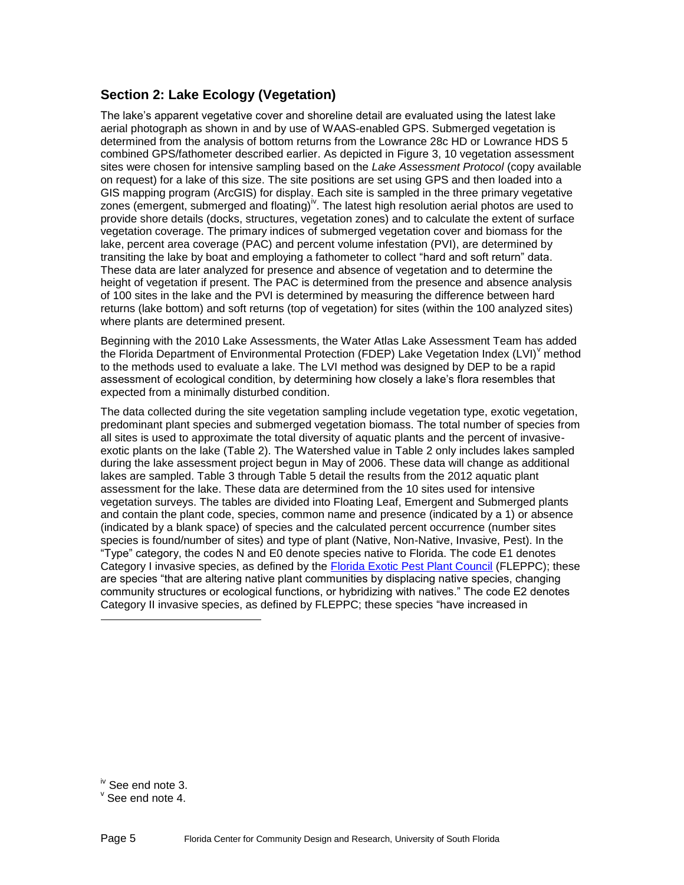## Section 2: Lake Ecology (Vegetation)

The lake's apparent vegetative cover and shoreline detail are evaluated using the latest lake aerial photograph as shown in and by use of WAAS-enabled GPS. Submerged vegetation is determined from the analysis of bottom returns from the Lowrance 28c HD or Lowrance HDS 5 combined GPS/fathometer described earlier. As depicted in Figure 3, 10 vegetation assessment sites were chosen for intensive sampling based on the *Lake Assessment Protocol* (copy available on request) for a lake of this size. The site positions are set using GPS and then loaded into a GIS mapping program (ArcGIS) for display. Each site is sampled in the three primary vegetative zones (emergent, submerged and floating)[iv]. The latest high resolution aerial photos are used to provide shore details (docks, structures, vegetation zones) and to calculate the extent of surface vegetation coverage. The primary indices of submerged vegetation cover and biomass for the lake, percent area coverage (PAC) and percent volume infestation (PVI), are determined by transiting the lake by boat and employing a fathometer to collect "hard and soft return" data. These data are later analyzed for presence and absence of vegetation and to determine the height of vegetation if present. The PAC is determined from the presence and absence analysis of 100 sites in the lake and the PVI is determined by measuring the difference between hard returns (lake bottom) and soft returns (top of vegetation) for sites (within the 100 analyzed sites) where plants are determined present.

Beginning with the 2010 Lake Assessments, the Water Atlas Lake Assessment Team has added the Florida Department of Environmental Protection (FDEP) Lake Vegetation Index (LVI)[v] method to the methods used to evaluate a lake. The LVI method was designed by DEP to be a rapid assessment of ecological condition, by determining how closely a lake's flora resembles that expected from a minimally disturbed condition.

The data collected during the site vegetation sampling include vegetation type, exotic vegetation, predominant plant species and submerged vegetation biomass. The total number of species from all sites is used to approximate the total diversity of aquatic plants and the percent of invasive-exotic plants on the lake (Table 2). The Watershed value in Table 2 only includes lakes sampled during the lake assessment project begun in May of 2006. These data will change as additional lakes are sampled. Table 3 through Table 5 detail the results from the 2012 aquatic plant assessment for the lake. These data are determined from the 10 sites used for intensive vegetation surveys. The tables are divided into Floating Leaf, Emergent and Submerged plants and contain the plant code, species, common name and presence (indicated by a 1) or absence (indicated by a blank space) of species and the calculated percent occurrence (number sites species is found/number of sites) and type of plant (Native, Non-Native, Invasive, Pest). In the "Type" category, the codes N and E0 denote species native to Florida. The code E1 denotes Category I invasive species, as defined by the Florida Exotic Pest Plant Council (FLEPPC); these are species "that are altering native plant communities by displacing native species, changing community structures or ecological functions, or hybridizing with natives." The code E2 denotes Category II invasive species, as defined by FLEPPC; these species "have increased in

---

[iv] See end note 3.

[v] See end note 4.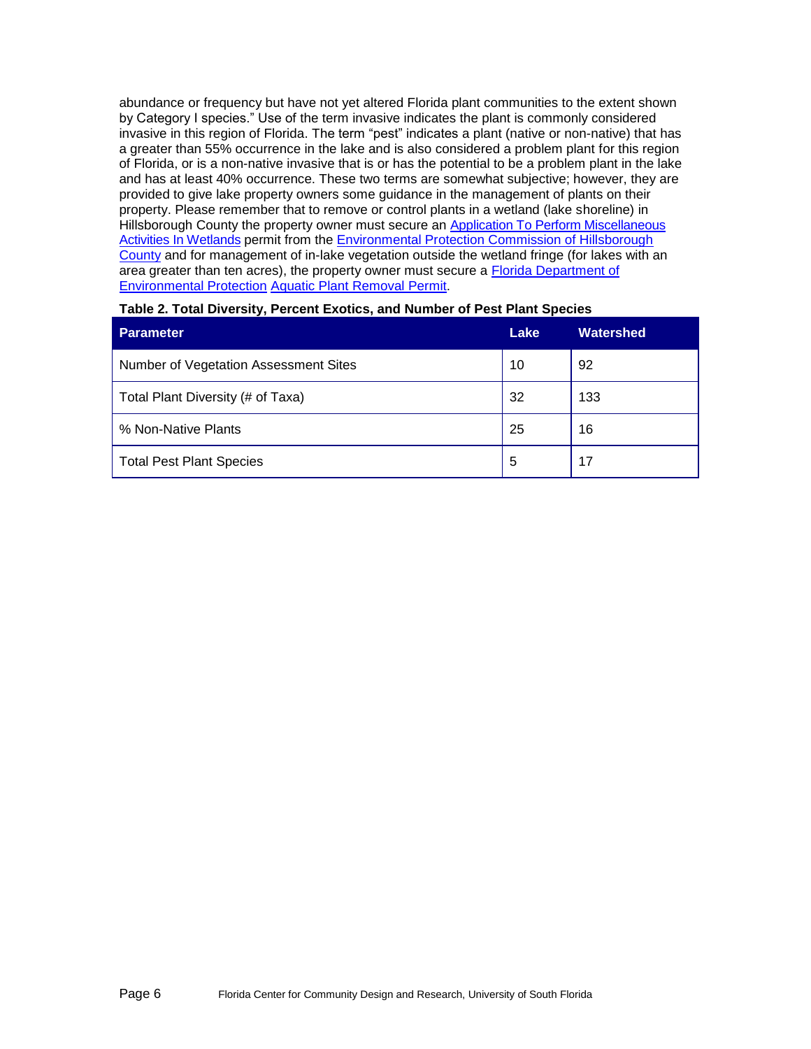abundance or frequency but have not yet altered Florida plant communities to the extent shown by Category I species." Use of the term invasive indicates the plant is commonly considered invasive in this region of Florida. The term "pest" indicates a plant (native or non-native) that has a greater than 55% occurrence in the lake and is also considered a problem plant for this region of Florida, or is a non-native invasive that is or has the potential to be a problem plant in the lake and has at least 40% occurrence. These two terms are somewhat subjective; however, they are provided to give lake property owners some guidance in the management of plants on their property. Please remember that to remove or control plants in a wetland (lake shoreline) in Hillsborough County the property owner must secure an Application To Perform Miscellaneous Activities In Wetlands permit from the Environmental Protection Commission of Hillsborough County and for management of in-lake vegetation outside the wetland fringe (for lakes with an area greater than ten acres), the property owner must secure a Florida Department of Environmental Protection Aquatic Plant Removal Permit.

**Table 2. Total Diversity, Percent Exotics, and Number of Pest Plant Species**

| Parameter | Lake | Watershed |
|---|---|---|
| Number of Vegetation Assessment Sites | 10 | 92 |
| Total Plant Diversity (# of Taxa) | 32 | 133 |
| % Non-Native Plants | 25 | 16 |
| Total Pest Plant Species | 5 | 17 |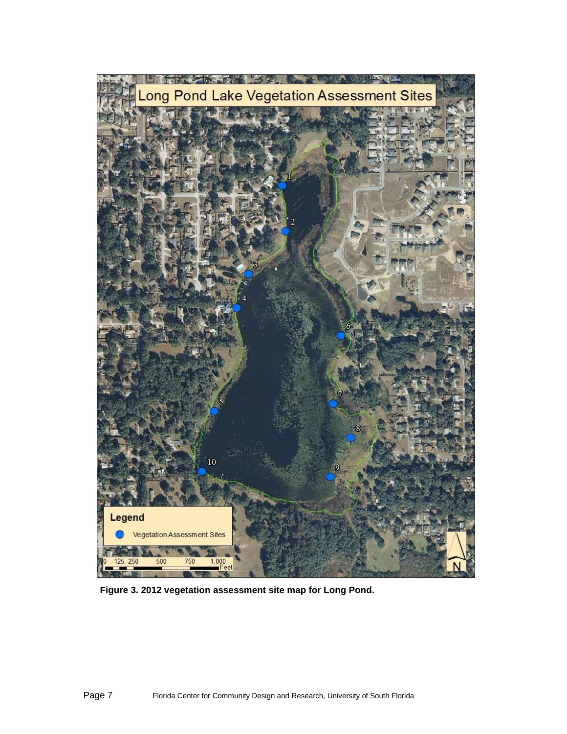**Figure 3. 2012 vegetation assessment site map for Long Pond.**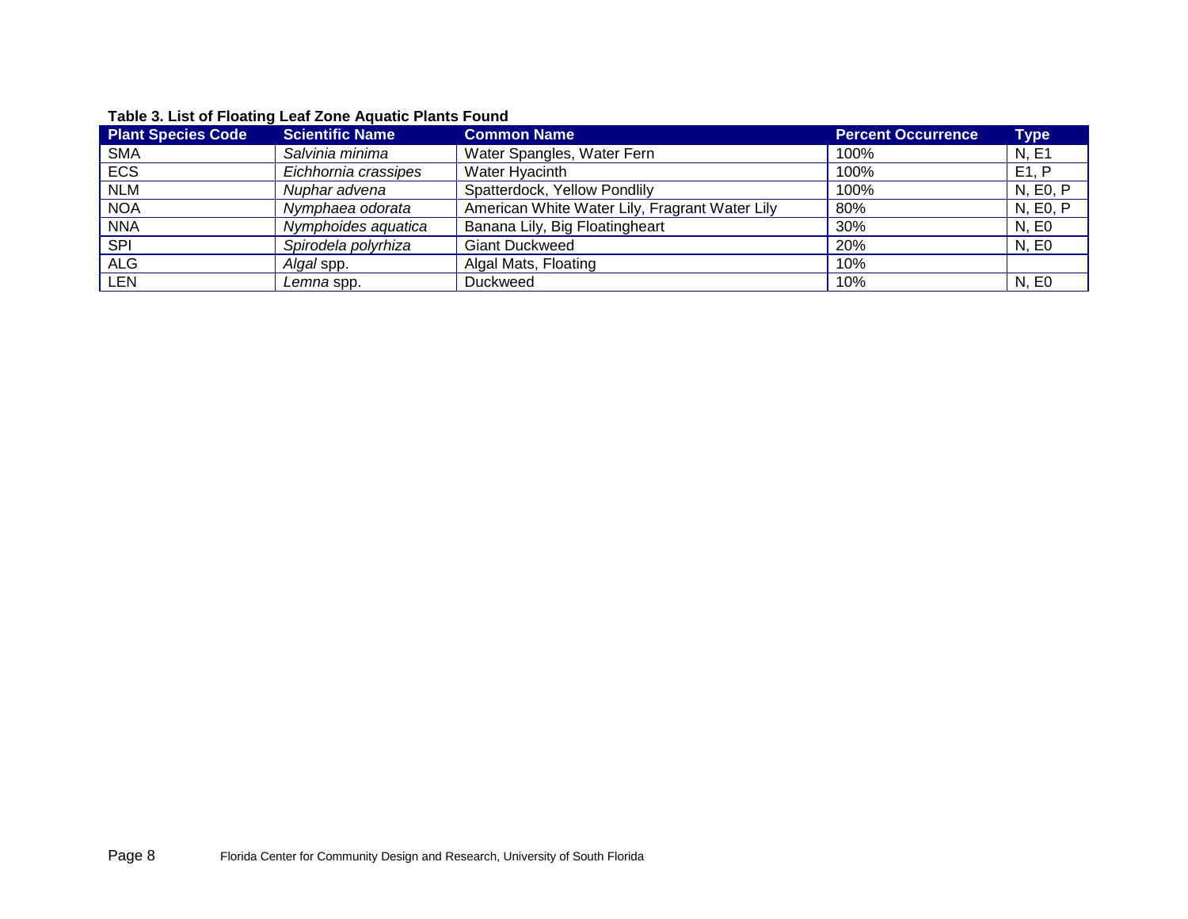**Table 3. List of Floating Leaf Zone Aquatic Plants Found**

| Plant Species Code | Scientific Name | Common Name | Percent Occurrence | Type |
|---|---|---|---|---|
| SMA | *Salvinia minima* | Water Spangles, Water Fern | 100% | N, E1 |
| ECS | *Eichhornia crassipes* | Water Hyacinth | 100% | E1, P |
| NLM | *Nuphar advena* | Spatterdock, Yellow Pondlily | 100% | N, E0, P |
| NOA | *Nymphaea odorata* | American White Water Lily, Fragrant Water Lily | 80% | N, E0, P |
| NNA | *Nymphoides aquatica* | Banana Lily, Big Floatingheart | 30% | N, E0 |
| SPI | *Spirodela polyrhiza* | Giant Duckweed | 20% | N, E0 |
| ALG | *Algal* spp. | Algal Mats, Floating | 10% | |
| LEN | *Lemna* spp. | Duckweed | 10% | N, E0 |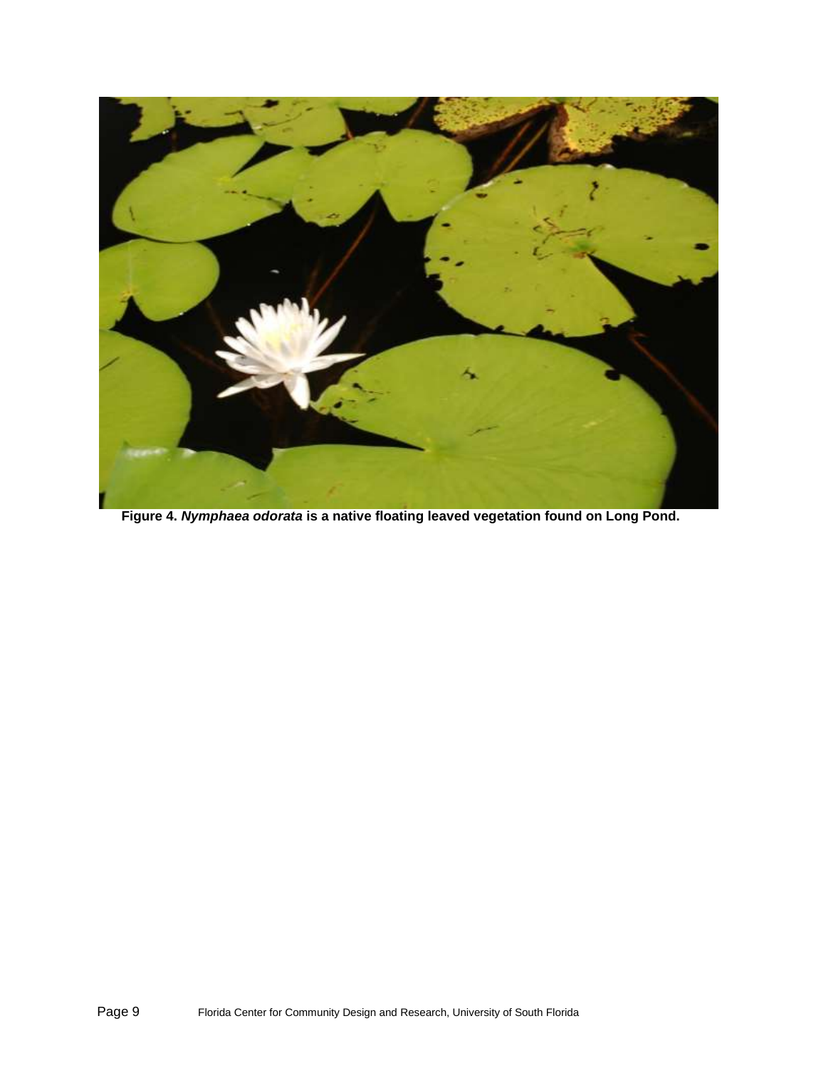**Figure 4. *Nymphaea odorata* is a native floating leaved vegetation found on Long Pond.**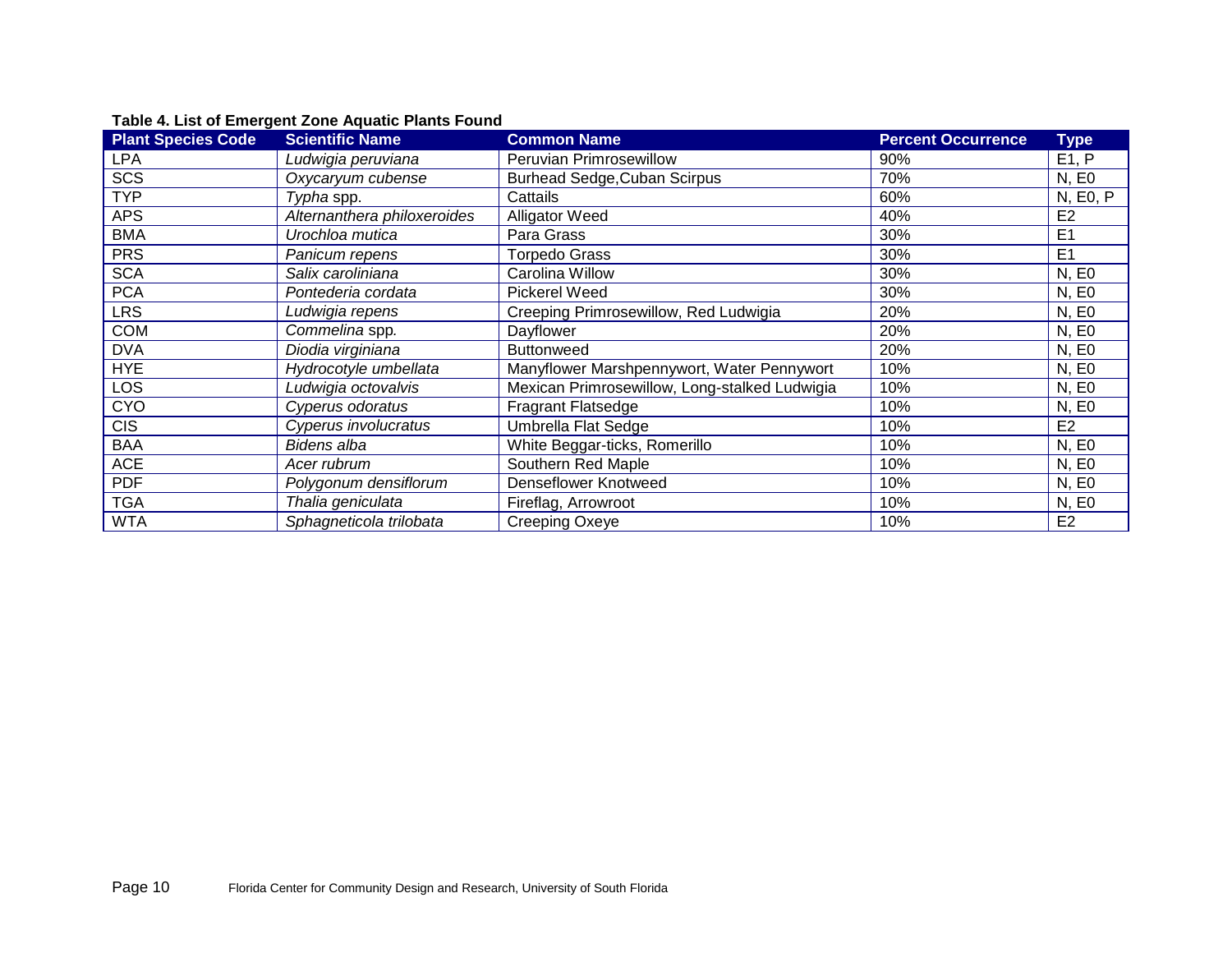**Table 4. List of Emergent Zone Aquatic Plants Found**

| Plant Species Code | Scientific Name | Common Name | Percent Occurrence | Type |
|---|---|---|---|---|
| LPA | *Ludwigia peruviana* | Peruvian Primrosewillow | 90% | E1, P |
| SCS | *Oxycaryum cubense* | Burhead Sedge,Cuban Scirpus | 70% | N, E0 |
| TYP | *Typha* spp. | Cattails | 60% | N, E0, P |
| APS | *Alternanthera philoxeroides* | Alligator Weed | 40% | E2 |
| BMA | *Urochloa mutica* | Para Grass | 30% | E1 |
| PRS | *Panicum repens* | Torpedo Grass | 30% | E1 |
| SCA | *Salix caroliniana* | Carolina Willow | 30% | N, E0 |
| PCA | *Pontederia cordata* | Pickerel Weed | 30% | N, E0 |
| LRS | *Ludwigia repens* | Creeping Primrosewillow, Red Ludwigia | 20% | N, E0 |
| COM | *Commelina* spp. | Dayflower | 20% | N, E0 |
| DVA | *Diodia virginiana* | Buttonweed | 20% | N, E0 |
| HYE | *Hydrocotyle umbellata* | Manyflower Marshpennywort, Water Pennywort | 10% | N, E0 |
| LOS | *Ludwigia octovalvis* | Mexican Primrosewillow, Long-stalked Ludwigia | 10% | N, E0 |
| CYO | *Cyperus odoratus* | Fragrant Flatsedge | 10% | N, E0 |
| CIS | *Cyperus involucratus* | Umbrella Flat Sedge | 10% | E2 |
| BAA | *Bidens alba* | White Beggar-ticks, Romerillo | 10% | N, E0 |
| ACE | *Acer rubrum* | Southern Red Maple | 10% | N, E0 |
| PDF | *Polygonum densiflorum* | Denseflower Knotweed | 10% | N, E0 |
| TGA | *Thalia geniculata* | Fireflag, Arrowroot | 10% | N, E0 |
| WTA | *Sphagneticola trilobata* | Creeping Oxeye | 10% | E2 |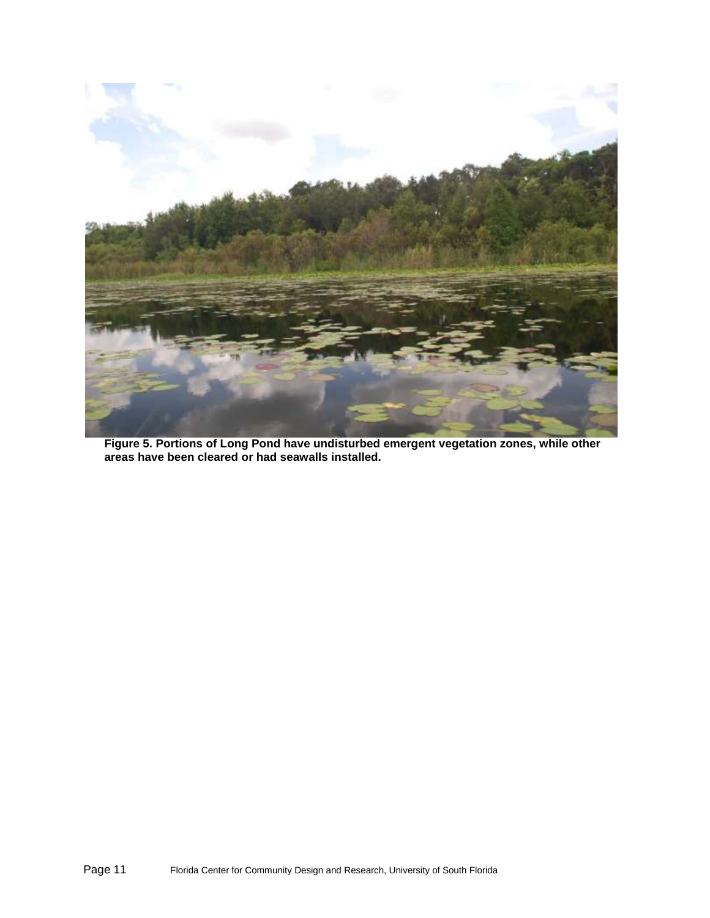**Figure 5. Portions of Long Pond have undisturbed emergent vegetation zones, while other areas have been cleared or had seawalls installed.**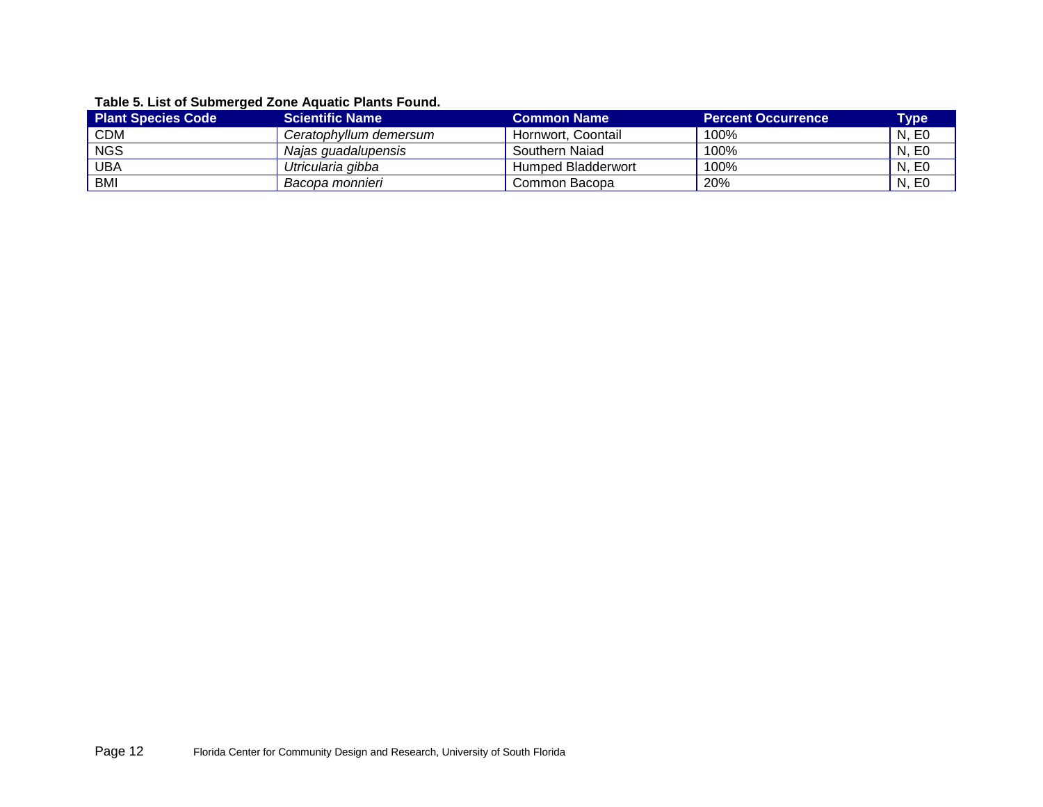**Table 5. List of Submerged Zone Aquatic Plants Found.**

| Plant Species Code | Scientific Name | Common Name | Percent Occurrence | Type |
|---|---|---|---|---|
| CDM | *Ceratophyllum demersum* | Hornwort, Coontail | 100% | N, E0 |
| NGS | *Najas guadalupensis* | Southern Naiad | 100% | N, E0 |
| UBA | *Utricularia gibba* | Humped Bladderwort | 100% | N, E0 |
| BMI | *Bacopa monnieri* | Common Bacopa | 20% | N, E0 |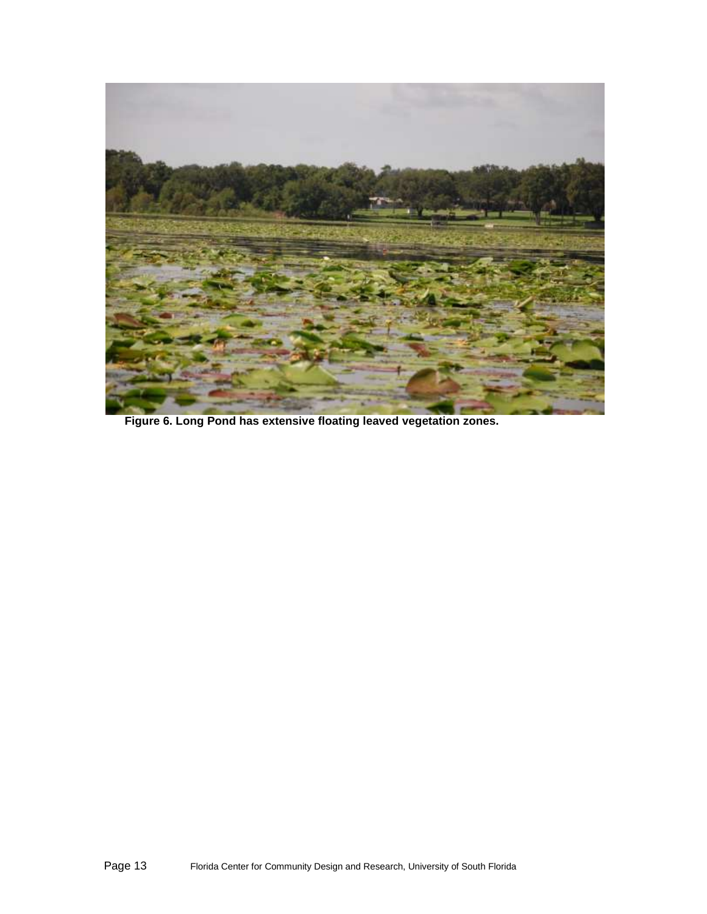**Figure 6. Long Pond has extensive floating leaved vegetation zones.**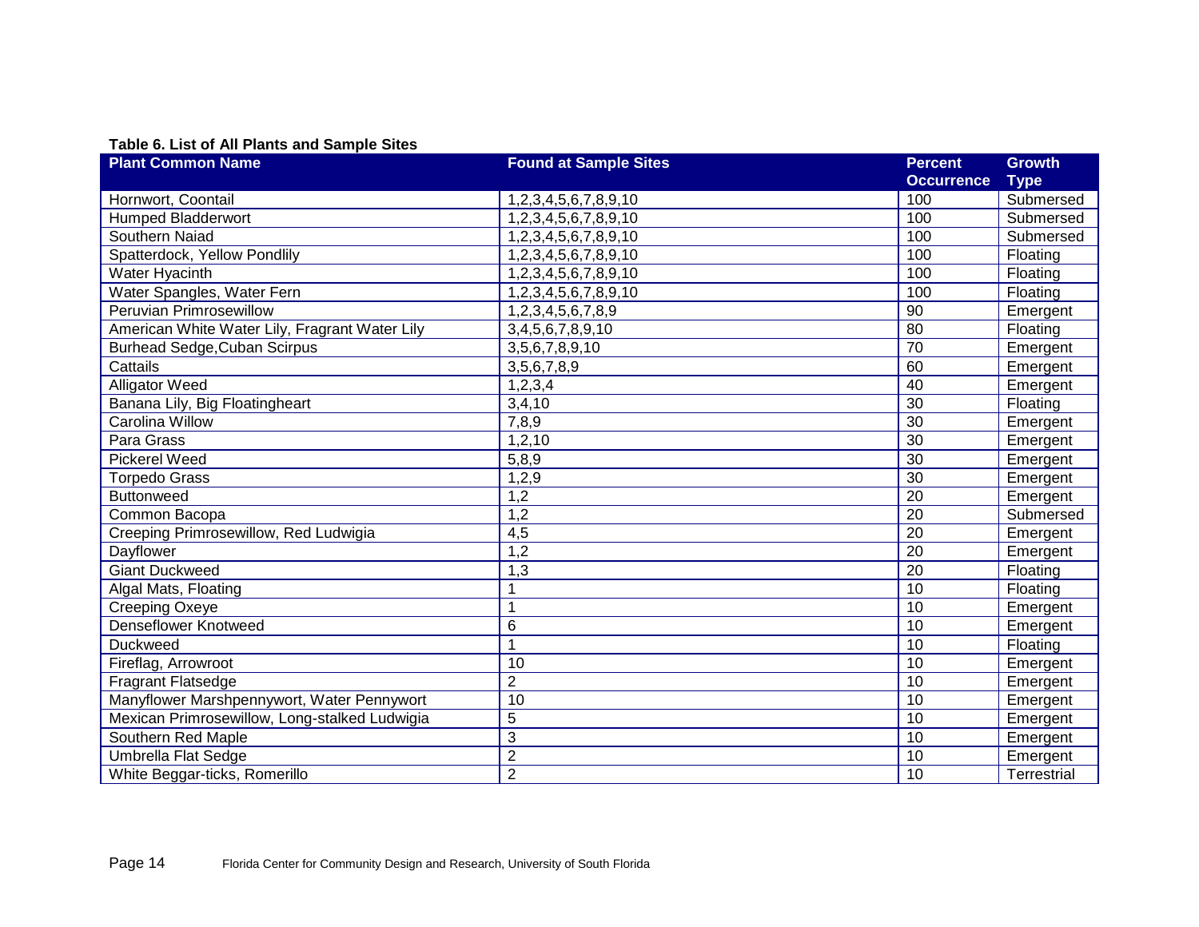**Table 6. List of All Plants and Sample Sites**

| Plant Common Name | Found at Sample Sites | Percent Occurrence | Growth Type |
|---|---|---|---|
| Hornwort, Coontail | 1,2,3,4,5,6,7,8,9,10 | 100 | Submersed |
| Humped Bladderwort | 1,2,3,4,5,6,7,8,9,10 | 100 | Submersed |
| Southern Naiad | 1,2,3,4,5,6,7,8,9,10 | 100 | Submersed |
| Spatterdock, Yellow Pondlily | 1,2,3,4,5,6,7,8,9,10 | 100 | Floating |
| Water Hyacinth | 1,2,3,4,5,6,7,8,9,10 | 100 | Floating |
| Water Spangles, Water Fern | 1,2,3,4,5,6,7,8,9,10 | 100 | Floating |
| Peruvian Primrosewillow | 1,2,3,4,5,6,7,8,9 | 90 | Emergent |
| American White Water Lily, Fragrant Water Lily | 3,4,5,6,7,8,9,10 | 80 | Floating |
| Burhead Sedge,Cuban Scirpus | 3,5,6,7,8,9,10 | 70 | Emergent |
| Cattails | 3,5,6,7,8,9 | 60 | Emergent |
| Alligator Weed | 1,2,3,4 | 40 | Emergent |
| Banana Lily, Big Floatingheart | 3,4,10 | 30 | Floating |
| Carolina Willow | 7,8,9 | 30 | Emergent |
| Para Grass | 1,2,10 | 30 | Emergent |
| Pickerel Weed | 5,8,9 | 30 | Emergent |
| Torpedo Grass | 1,2,9 | 30 | Emergent |
| Buttonweed | 1,2 | 20 | Emergent |
| Common Bacopa | 1,2 | 20 | Submersed |
| Creeping Primrosewillow, Red Ludwigia | 4,5 | 20 | Emergent |
| Dayflower | 1,2 | 20 | Emergent |
| Giant Duckweed | 1,3 | 20 | Floating |
| Algal Mats, Floating | 1 | 10 | Floating |
| Creeping Oxeye | 1 | 10 | Emergent |
| Denseflower Knotweed | 6 | 10 | Emergent |
| Duckweed | 1 | 10 | Floating |
| Fireflag, Arrowroot | 10 | 10 | Emergent |
| Fragrant Flatsedge | 2 | 10 | Emergent |
| Manyflower Marshpennywort, Water Pennywort | 10 | 10 | Emergent |
| Mexican Primrosewillow, Long-stalked Ludwigia | 5 | 10 | Emergent |
| Southern Red Maple | 3 | 10 | Emergent |
| Umbrella Flat Sedge | 2 | 10 | Emergent |
| White Beggar-ticks, Romerillo | 2 | 10 | Terrestrial |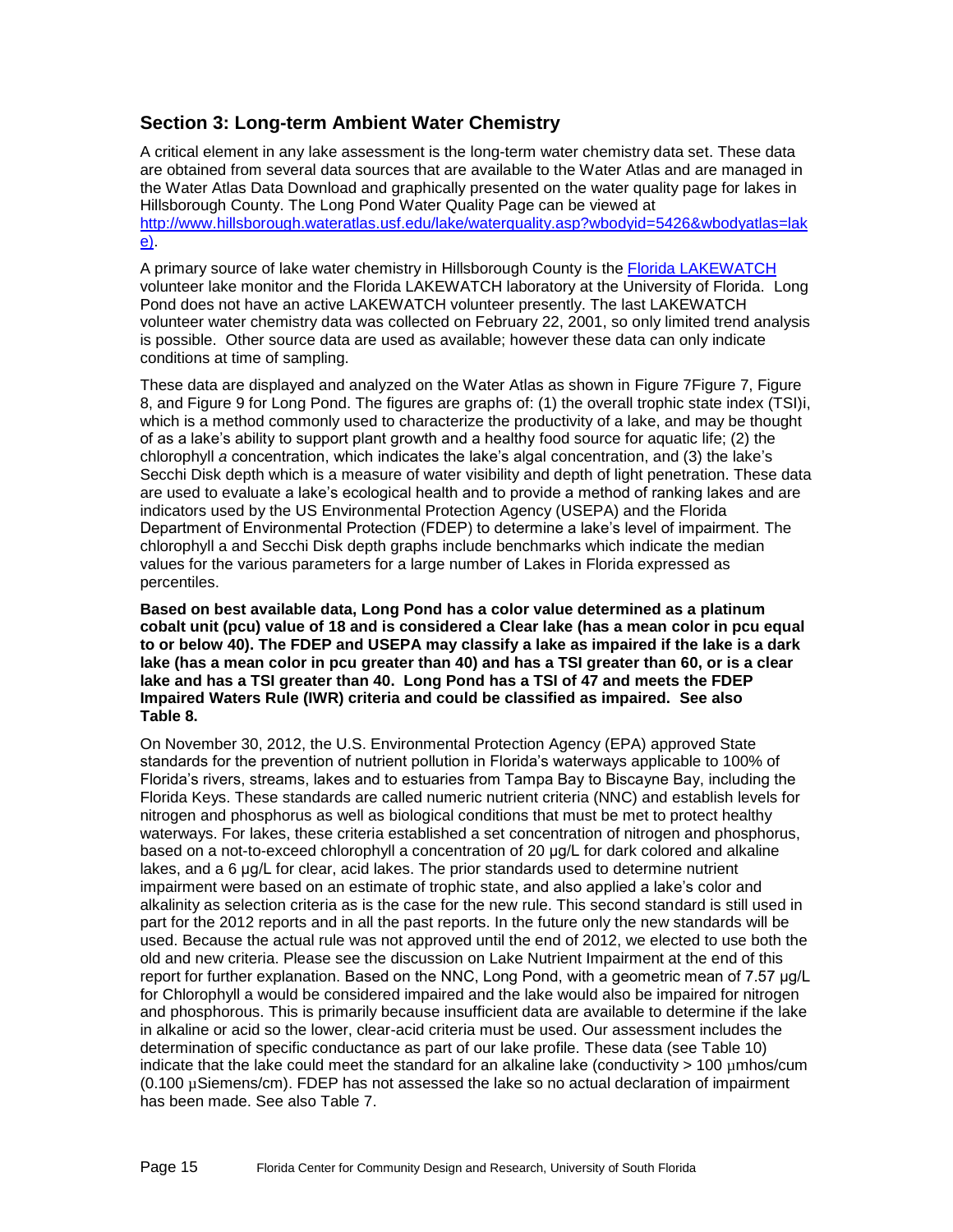## Section 3: Long-term Ambient Water Chemistry

A critical element in any lake assessment is the long-term water chemistry data set. These data are obtained from several data sources that are available to the Water Atlas and are managed in the Water Atlas Data Download and graphically presented on the water quality page for lakes in Hillsborough County. The Long Pond Water Quality Page can be viewed at [http://www.hillsborough.wateratlas.usf.edu/lake/waterquality.asp?wbodyid=5426&wbodyatlas=lake)](http://www.hillsborough.wateratlas.usf.edu/lake/waterquality.asp?wbodyid=5426&wbodyatlas=lake).

A primary source of lake water chemistry in Hillsborough County is the [Florida LAKEWATCH](#) volunteer lake monitor and the Florida LAKEWATCH laboratory at the University of Florida. Long Pond does not have an active LAKEWATCH volunteer presently. The last LAKEWATCH volunteer water chemistry data was collected on February 22, 2001, so only limited trend analysis is possible. Other source data are used as available; however these data can only indicate conditions at time of sampling.

These data are displayed and analyzed on the Water Atlas as shown in Figure 7Figure 7, Figure 8, and Figure 9 for Long Pond. The figures are graphs of: (1) the overall trophic state index (TSI)i, which is a method commonly used to characterize the productivity of a lake, and may be thought of as a lake's ability to support plant growth and a healthy food source for aquatic life; (2) the chlorophyll *a* concentration, which indicates the lake's algal concentration, and (3) the lake's Secchi Disk depth which is a measure of water visibility and depth of light penetration. These data are used to evaluate a lake's ecological health and to provide a method of ranking lakes and are indicators used by the US Environmental Protection Agency (USEPA) and the Florida Department of Environmental Protection (FDEP) to determine a lake's level of impairment. The chlorophyll a and Secchi Disk depth graphs include benchmarks which indicate the median values for the various parameters for a large number of Lakes in Florida expressed as percentiles.

**Based on best available data, Long Pond has a color value determined as a platinum cobalt unit (pcu) value of 18 and is considered a Clear lake (has a mean color in pcu equal to or below 40). The FDEP and USEPA may classify a lake as impaired if the lake is a dark lake (has a mean color in pcu greater than 40) and has a TSI greater than 60, or is a clear lake and has a TSI greater than 40. Long Pond has a TSI of 47 and meets the FDEP Impaired Waters Rule (IWR) criteria and could be classified as impaired. See also Table 8.**

On November 30, 2012, the U.S. Environmental Protection Agency (EPA) approved State standards for the prevention of nutrient pollution in Florida's waterways applicable to 100% of Florida's rivers, streams, lakes and to estuaries from Tampa Bay to Biscayne Bay, including the Florida Keys. These standards are called numeric nutrient criteria (NNC) and establish levels for nitrogen and phosphorus as well as biological conditions that must be met to protect healthy waterways. For lakes, these criteria established a set concentration of nitrogen and phosphorus, based on a not-to-exceed chlorophyll a concentration of 20 µg/L for dark colored and alkaline lakes, and a 6 µg/L for clear, acid lakes. The prior standards used to determine nutrient impairment were based on an estimate of trophic state, and also applied a lake's color and alkalinity as selection criteria as is the case for the new rule. This second standard is still used in part for the 2012 reports and in all the past reports. In the future only the new standards will be used. Because the actual rule was not approved until the end of 2012, we elected to use both the old and new criteria. Please see the discussion on Lake Nutrient Impairment at the end of this report for further explanation. Based on the NNC, Long Pond, with a geometric mean of 7.57 µg/L for Chlorophyll a would be considered impaired and the lake would also be impaired for nitrogen and phosphorous. This is primarily because insufficient data are available to determine if the lake in alkaline or acid so the lower, clear-acid criteria must be used. Our assessment includes the determination of specific conductance as part of our lake profile. These data (see Table 10) indicate that the lake could meet the standard for an alkaline lake (conductivity > 100 µmhos/cum (0.100 µSiemens/cm). FDEP has not assessed the lake so no actual declaration of impairment has been made. See also Table 7.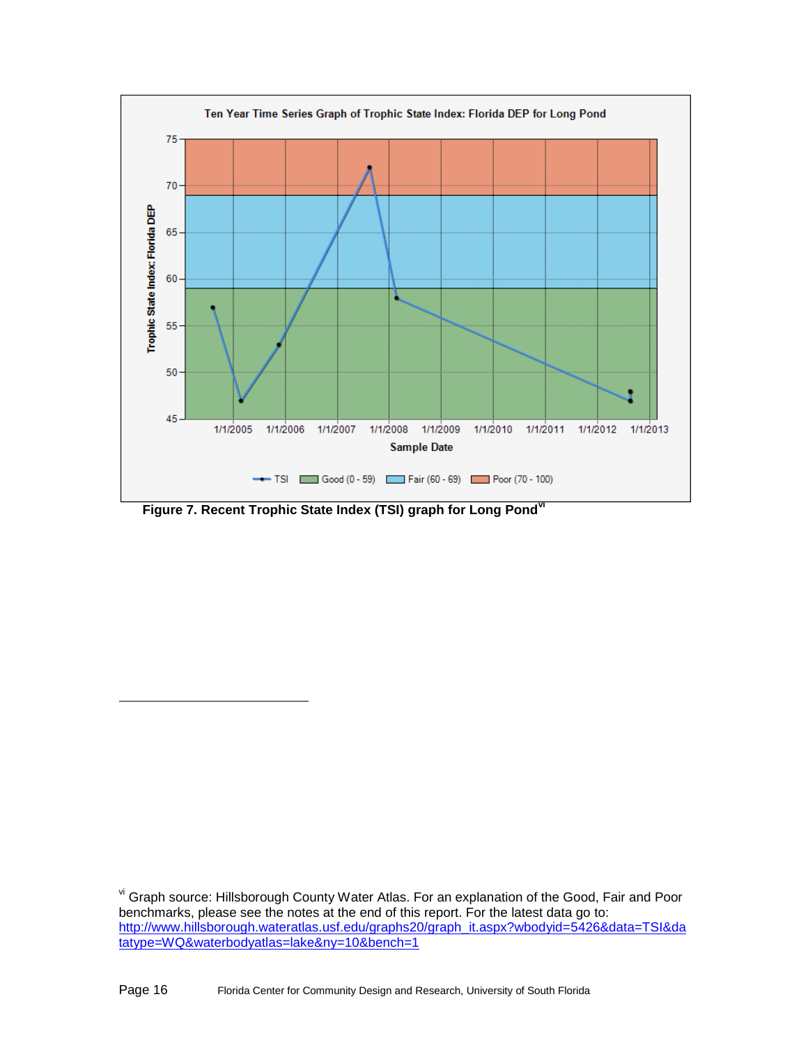Ten Year Time Series Graph of Trophic State Index: Florida DEP for Long Pond

**Figure 7. Recent Trophic State Index (TSI) graph for Long Pond**[vi]

---

[vi] Graph source: Hillsborough County Water Atlas. For an explanation of the Good, Fair and Poor benchmarks, please see the notes at the end of this report. For the latest data go to: http://www.hillsborough.wateratlas.usf.edu/graphs20/graph_it.aspx?wbodyid=5426&data=TSI&datatype=WQ&waterbodyatlas=lake&ny=10&bench=1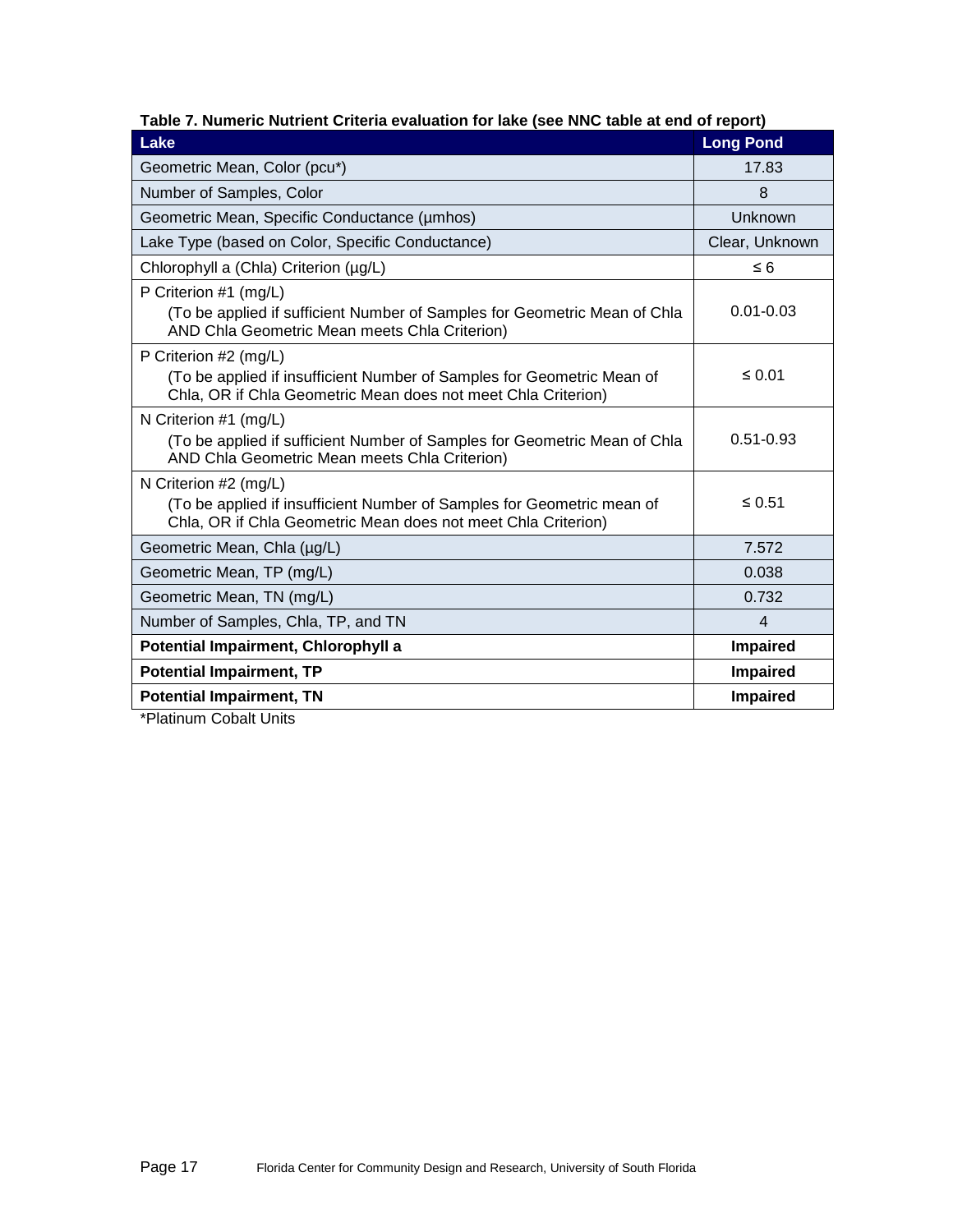**Table 7. Numeric Nutrient Criteria evaluation for lake (see NNC table at end of report)**

| Lake | Long Pond |
|---|---|
| Geometric Mean, Color (pcu*) | 17.83 |
| Number of Samples, Color | 8 |
| Geometric Mean, Specific Conductance (µmhos) | Unknown |
| Lake Type (based on Color, Specific Conductance) | Clear, Unknown |
| Chlorophyll a (Chla) Criterion (µg/L) | ≤ 6 |
| P Criterion #1 (mg/L) (To be applied if sufficient Number of Samples for Geometric Mean of Chla AND Chla Geometric Mean meets Chla Criterion) | 0.01-0.03 |
| P Criterion #2 (mg/L) (To be applied if insufficient Number of Samples for Geometric Mean of Chla, OR if Chla Geometric Mean does not meet Chla Criterion) | ≤ 0.01 |
| N Criterion #1 (mg/L) (To be applied if sufficient Number of Samples for Geometric Mean of Chla AND Chla Geometric Mean meets Chla Criterion) | 0.51-0.93 |
| N Criterion #2 (mg/L) (To be applied if insufficient Number of Samples for Geometric mean of Chla, OR if Chla Geometric Mean does not meet Chla Criterion) | ≤ 0.51 |
| Geometric Mean, Chla (µg/L) | 7.572 |
| Geometric Mean, TP (mg/L) | 0.038 |
| Geometric Mean, TN (mg/L) | 0.732 |
| Number of Samples, Chla, TP, and TN | 4 |
| **Potential Impairment, Chlorophyll a** | **Impaired** |
| **Potential Impairment, TP** | **Impaired** |
| **Potential Impairment, TN** | **Impaired** |

*Platinum Cobalt Units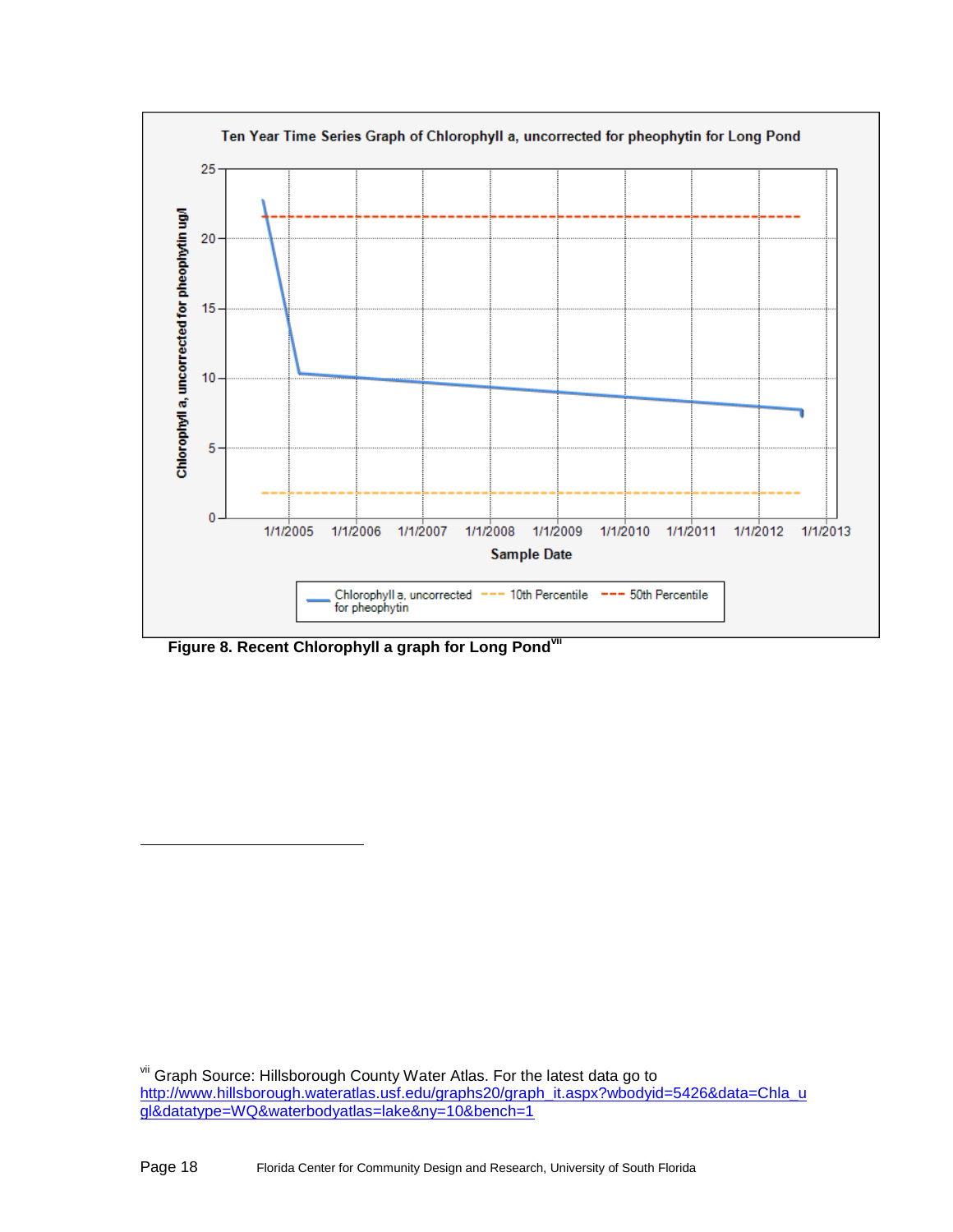**Figure 8. Recent Chlorophyll a graph for Long Pond**[vii]

[vii] Graph Source: Hillsborough County Water Atlas. For the latest data go to http://www.hillsborough.wateratlas.usf.edu/graphs20/graph_it.aspx?wbodyid=5426&data=Chla_ugl&datatype=WQ&waterbodyatlas=lake&ny=10&bench=1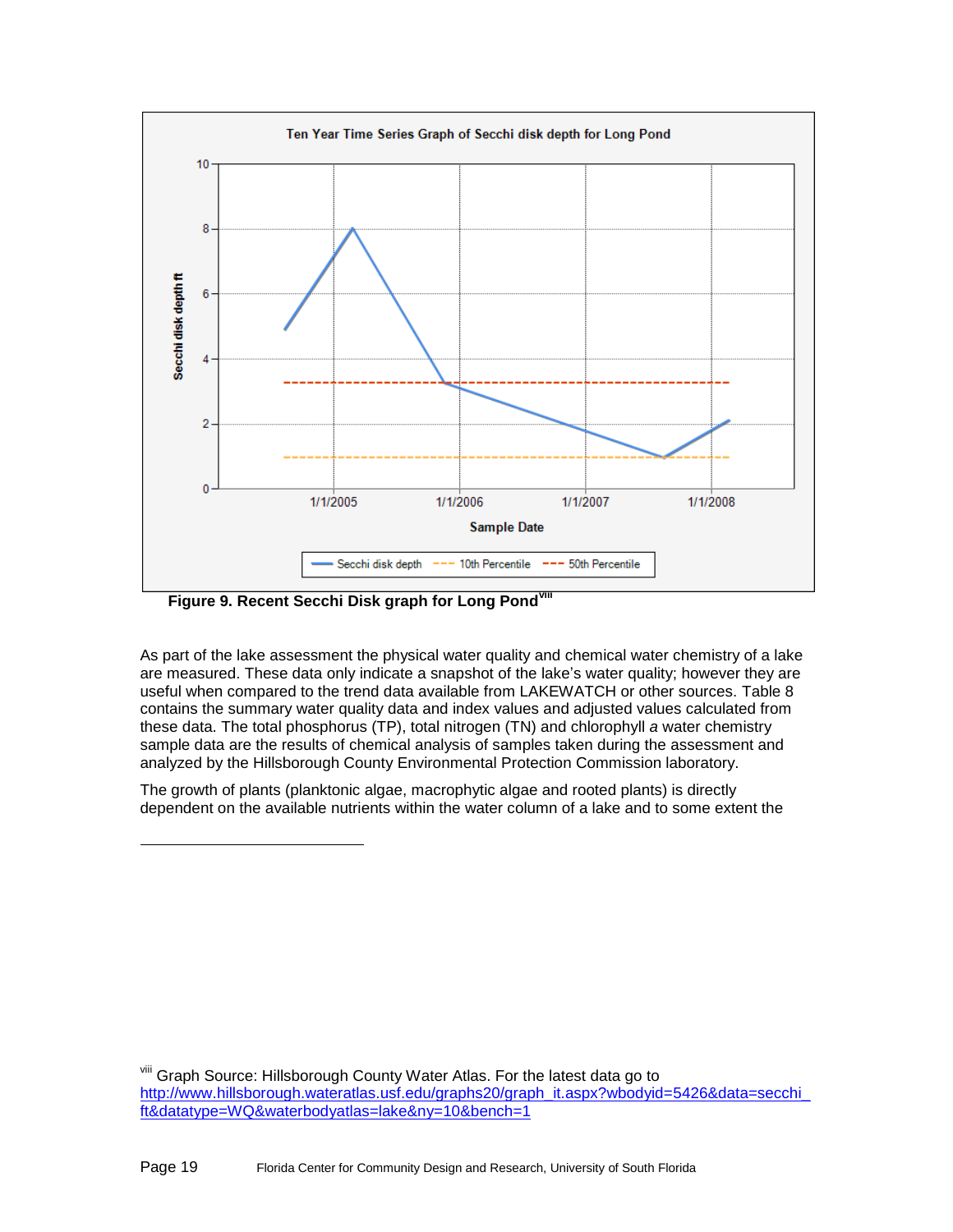Figure 9. Recent Secchi Disk graph for Long Pond[viii]

As part of the lake assessment the physical water quality and chemical water chemistry of a lake are measured. These data only indicate a snapshot of the lake's water quality; however they are useful when compared to the trend data available from LAKEWATCH or other sources. Table 8 contains the summary water quality data and index values and adjusted values calculated from these data. The total phosphorus (TP), total nitrogen (TN) and chlorophyll *a* water chemistry sample data are the results of chemical analysis of samples taken during the assessment and analyzed by the Hillsborough County Environmental Protection Commission laboratory.

The growth of plants (planktonic algae, macrophytic algae and rooted plants) is directly dependent on the available nutrients within the water column of a lake and to some extent the

---

[viii] Graph Source: Hillsborough County Water Atlas. For the latest data go to http://www.hillsborough.wateratlas.usf.edu/graphs20/graph_it.aspx?wbodyid=5426&data=secchi_ft&datatype=WQ&waterbodyatlas=lake&ny=10&bench=1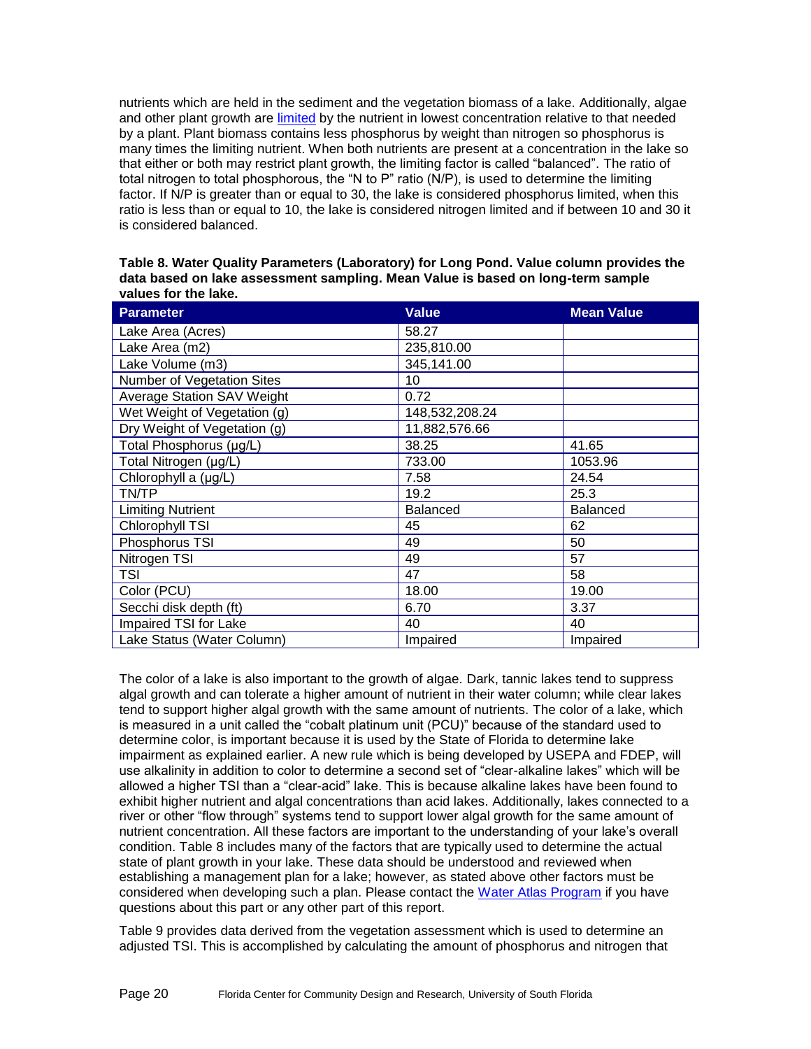nutrients which are held in the sediment and the vegetation biomass of a lake. Additionally, algae and other plant growth are limited by the nutrient in lowest concentration relative to that needed by a plant. Plant biomass contains less phosphorus by weight than nitrogen so phosphorus is many times the limiting nutrient. When both nutrients are present at a concentration in the lake so that either or both may restrict plant growth, the limiting factor is called "balanced". The ratio of total nitrogen to total phosphorous, the "N to P" ratio (N/P), is used to determine the limiting factor. If N/P is greater than or equal to 30, the lake is considered phosphorus limited, when this ratio is less than or equal to 10, the lake is considered nitrogen limited and if between 10 and 30 it is considered balanced.

**Table 8. Water Quality Parameters (Laboratory) for Long Pond. Value column provides the data based on lake assessment sampling. Mean Value is based on long-term sample values for the lake.**

| Parameter | Value | Mean Value |
|---|---|---|
| Lake Area (Acres) | 58.27 | |
| Lake Area (m2) | 235,810.00 | |
| Lake Volume (m3) | 345,141.00 | |
| Number of Vegetation Sites | 10 | |
| Average Station SAV Weight | 0.72 | |
| Wet Weight of Vegetation (g) | 148,532,208.24 | |
| Dry Weight of Vegetation (g) | 11,882,576.66 | |
| Total Phosphorus (µg/L) | 38.25 | 41.65 |
| Total Nitrogen (µg/L) | 733.00 | 1053.96 |
| Chlorophyll a (µg/L) | 7.58 | 24.54 |
| TN/TP | 19.2 | 25.3 |
| Limiting Nutrient | Balanced | Balanced |
| Chlorophyll TSI | 45 | 62 |
| Phosphorus TSI | 49 | 50 |
| Nitrogen TSI | 49 | 57 |
| TSI | 47 | 58 |
| Color (PCU) | 18.00 | 19.00 |
| Secchi disk depth (ft) | 6.70 | 3.37 |
| Impaired TSI for Lake | 40 | 40 |
| Lake Status (Water Column) | Impaired | Impaired |

The color of a lake is also important to the growth of algae. Dark, tannic lakes tend to suppress algal growth and can tolerate a higher amount of nutrient in their water column; while clear lakes tend to support higher algal growth with the same amount of nutrients. The color of a lake, which is measured in a unit called the "cobalt platinum unit (PCU)" because of the standard used to determine color, is important because it is used by the State of Florida to determine lake impairment as explained earlier. A new rule which is being developed by USEPA and FDEP, will use alkalinity in addition to color to determine a second set of "clear-alkaline lakes" which will be allowed a higher TSI than a "clear-acid" lake. This is because alkaline lakes have been found to exhibit higher nutrient and algal concentrations than acid lakes. Additionally, lakes connected to a river or other "flow through" systems tend to support lower algal growth for the same amount of nutrient concentration. All these factors are important to the understanding of your lake's overall condition. Table 8 includes many of the factors that are typically used to determine the actual state of plant growth in your lake. These data should be understood and reviewed when establishing a management plan for a lake; however, as stated above other factors must be considered when developing such a plan. Please contact the Water Atlas Program if you have questions about this part or any other part of this report.

Table 9 provides data derived from the vegetation assessment which is used to determine an adjusted TSI. This is accomplished by calculating the amount of phosphorus and nitrogen that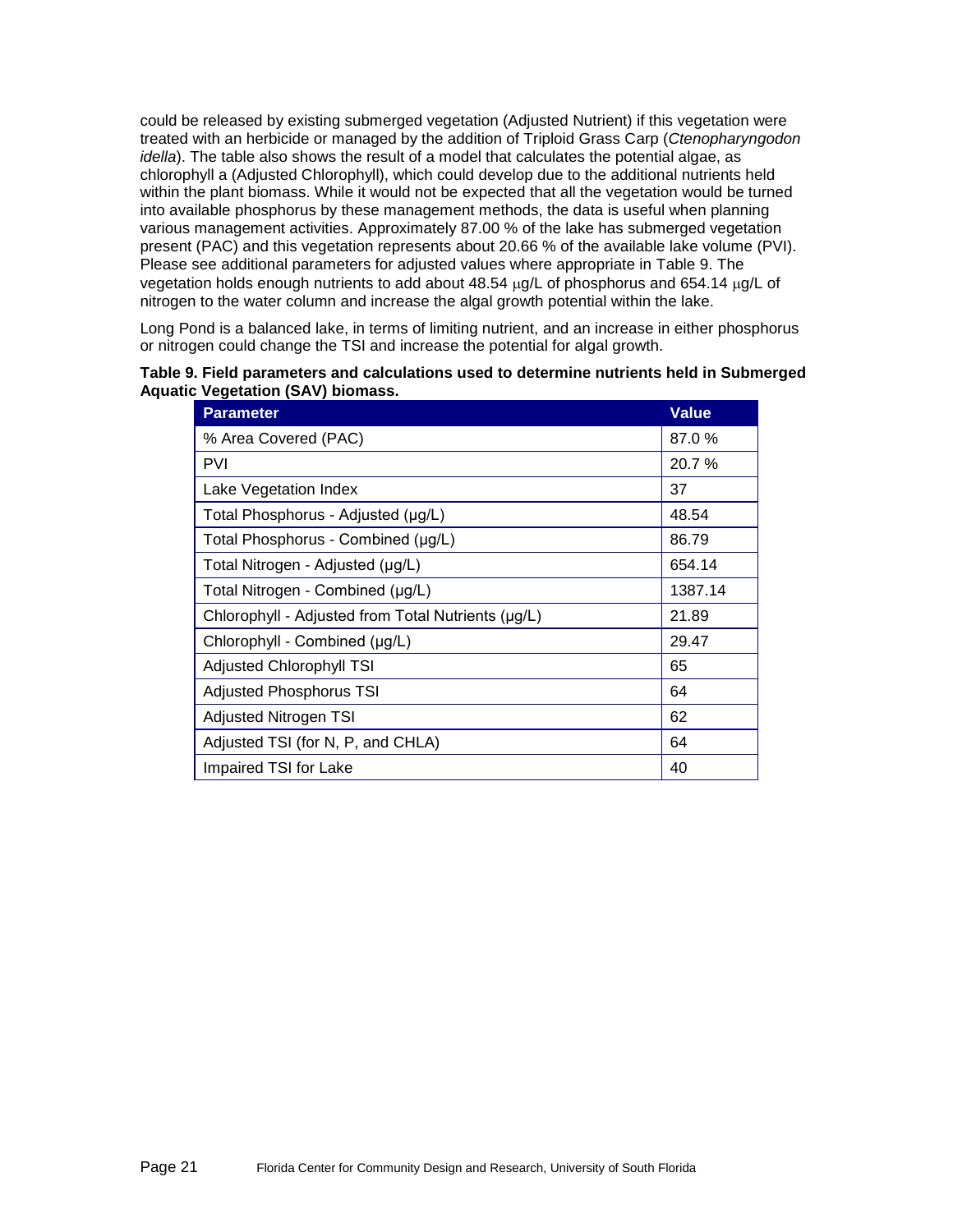could be released by existing submerged vegetation (Adjusted Nutrient) if this vegetation were treated with an herbicide or managed by the addition of Triploid Grass Carp (*Ctenopharyngodon idella*). The table also shows the result of a model that calculates the potential algae, as chlorophyll a (Adjusted Chlorophyll), which could develop due to the additional nutrients held within the plant biomass. While it would not be expected that all the vegetation would be turned into available phosphorus by these management methods, the data is useful when planning various management activities. Approximately 87.00 % of the lake has submerged vegetation present (PAC) and this vegetation represents about 20.66 % of the available lake volume (PVI). Please see additional parameters for adjusted values where appropriate in Table 9. The vegetation holds enough nutrients to add about 48.54 μg/L of phosphorus and 654.14 μg/L of nitrogen to the water column and increase the algal growth potential within the lake.

Long Pond is a balanced lake, in terms of limiting nutrient, and an increase in either phosphorus or nitrogen could change the TSI and increase the potential for algal growth.

**Table 9. Field parameters and calculations used to determine nutrients held in Submerged Aquatic Vegetation (SAV) biomass.**

| Parameter | Value |
|---|---|
| % Area Covered (PAC) | 87.0 % |
| PVI | 20.7 % |
| Lake Vegetation Index | 37 |
| Total Phosphorus - Adjusted (μg/L) | 48.54 |
| Total Phosphorus - Combined (μg/L) | 86.79 |
| Total Nitrogen - Adjusted (μg/L) | 654.14 |
| Total Nitrogen - Combined (μg/L) | 1387.14 |
| Chlorophyll - Adjusted from Total Nutrients (μg/L) | 21.89 |
| Chlorophyll - Combined (μg/L) | 29.47 |
| Adjusted Chlorophyll TSI | 65 |
| Adjusted Phosphorus TSI | 64 |
| Adjusted Nitrogen TSI | 62 |
| Adjusted TSI (for N, P, and CHLA) | 64 |
| Impaired TSI for Lake | 40 |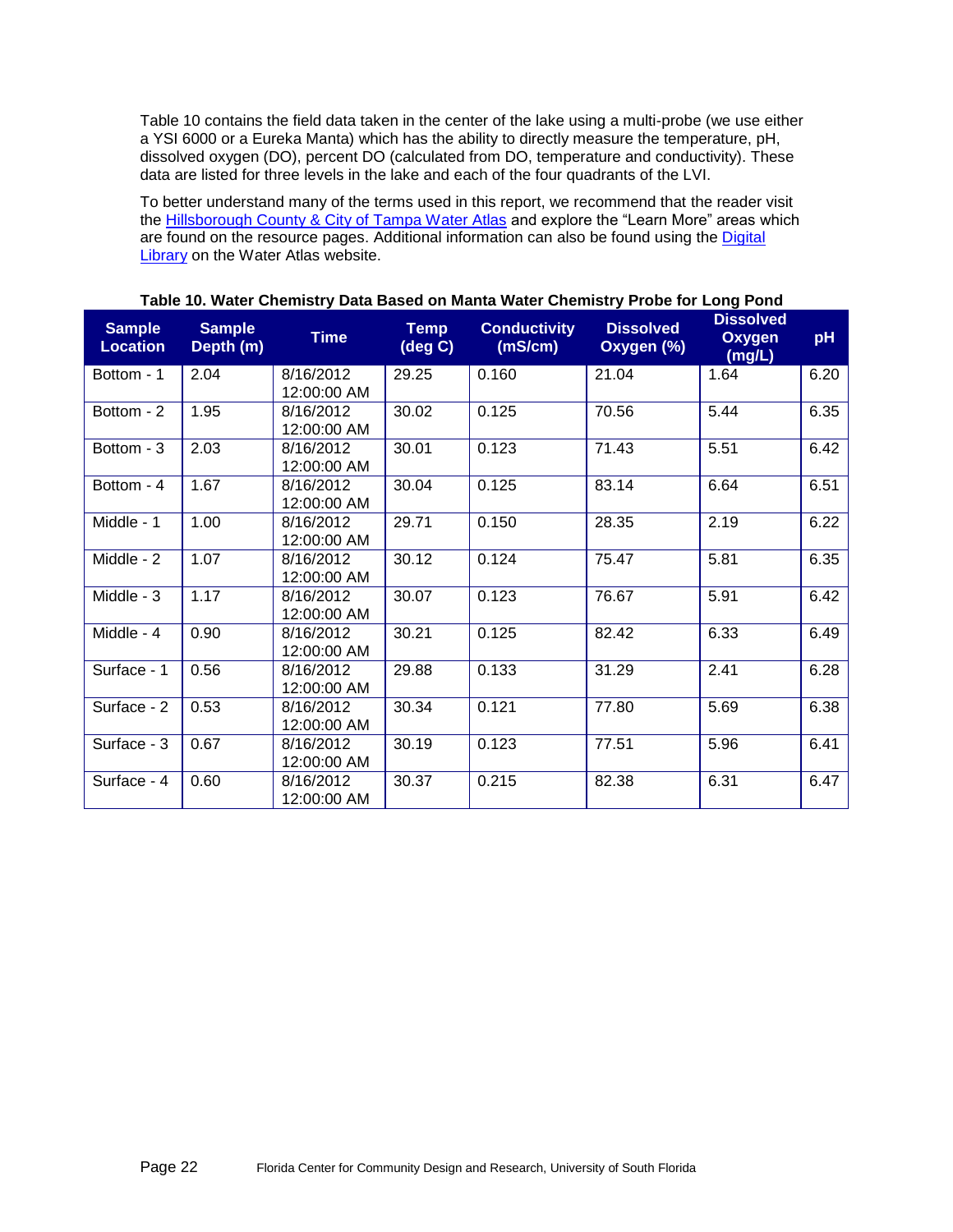Table 10 contains the field data taken in the center of the lake using a multi-probe (we use either a YSI 6000 or a Eureka Manta) which has the ability to directly measure the temperature, pH, dissolved oxygen (DO), percent DO (calculated from DO, temperature and conductivity). These data are listed for three levels in the lake and each of the four quadrants of the LVI.

To better understand many of the terms used in this report, we recommend that the reader visit the Hillsborough County & City of Tampa Water Atlas and explore the "Learn More" areas which are found on the resource pages. Additional information can also be found using the Digital Library on the Water Atlas website.

**Table 10. Water Chemistry Data Based on Manta Water Chemistry Probe for Long Pond**

| Sample Location | Sample Depth (m) | Time | Temp (deg C) | Conductivity (mS/cm) | Dissolved Oxygen (%) | Dissolved Oxygen (mg/L) | pH |
|---|---|---|---|---|---|---|---|
| Bottom - 1 | 2.04 | 8/16/2012 12:00:00 AM | 29.25 | 0.160 | 21.04 | 1.64 | 6.20 |
| Bottom - 2 | 1.95 | 8/16/2012 12:00:00 AM | 30.02 | 0.125 | 70.56 | 5.44 | 6.35 |
| Bottom - 3 | 2.03 | 8/16/2012 12:00:00 AM | 30.01 | 0.123 | 71.43 | 5.51 | 6.42 |
| Bottom - 4 | 1.67 | 8/16/2012 12:00:00 AM | 30.04 | 0.125 | 83.14 | 6.64 | 6.51 |
| Middle - 1 | 1.00 | 8/16/2012 12:00:00 AM | 29.71 | 0.150 | 28.35 | 2.19 | 6.22 |
| Middle - 2 | 1.07 | 8/16/2012 12:00:00 AM | 30.12 | 0.124 | 75.47 | 5.81 | 6.35 |
| Middle - 3 | 1.17 | 8/16/2012 12:00:00 AM | 30.07 | 0.123 | 76.67 | 5.91 | 6.42 |
| Middle - 4 | 0.90 | 8/16/2012 12:00:00 AM | 30.21 | 0.125 | 82.42 | 6.33 | 6.49 |
| Surface - 1 | 0.56 | 8/16/2012 12:00:00 AM | 29.88 | 0.133 | 31.29 | 2.41 | 6.28 |
| Surface - 2 | 0.53 | 8/16/2012 12:00:00 AM | 30.34 | 0.121 | 77.80 | 5.69 | 6.38 |
| Surface - 3 | 0.67 | 8/16/2012 12:00:00 AM | 30.19 | 0.123 | 77.51 | 5.96 | 6.41 |
| Surface - 4 | 0.60 | 8/16/2012 12:00:00 AM | 30.37 | 0.215 | 82.38 | 6.31 | 6.47 |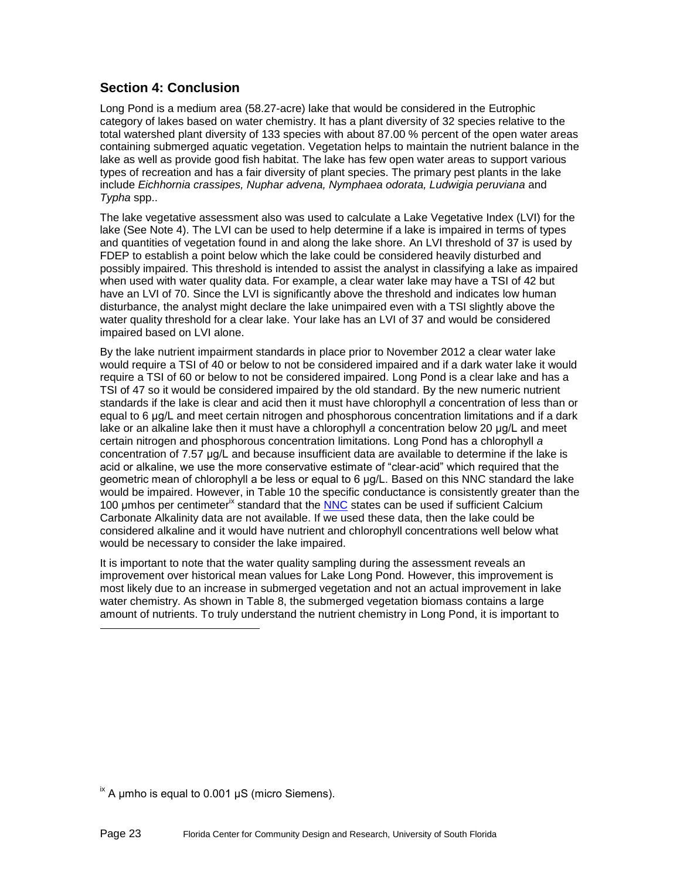## Section 4: Conclusion

Long Pond is a medium area (58.27-acre) lake that would be considered in the Eutrophic category of lakes based on water chemistry. It has a plant diversity of 32 species relative to the total watershed plant diversity of 133 species with about 87.00 % percent of the open water areas containing submerged aquatic vegetation. Vegetation helps to maintain the nutrient balance in the lake as well as provide good fish habitat. The lake has few open water areas to support various types of recreation and has a fair diversity of plant species. The primary pest plants in the lake include *Eichhornia crassipes, Nuphar advena, Nymphaea odorata, Ludwigia peruviana* and *Typha* spp..

The lake vegetative assessment also was used to calculate a Lake Vegetative Index (LVI) for the lake (See Note 4). The LVI can be used to help determine if a lake is impaired in terms of types and quantities of vegetation found in and along the lake shore. An LVI threshold of 37 is used by FDEP to establish a point below which the lake could be considered heavily disturbed and possibly impaired. This threshold is intended to assist the analyst in classifying a lake as impaired when used with water quality data. For example, a clear water lake may have a TSI of 42 but have an LVI of 70. Since the LVI is significantly above the threshold and indicates low human disturbance, the analyst might declare the lake unimpaired even with a TSI slightly above the water quality threshold for a clear lake. Your lake has an LVI of 37 and would be considered impaired based on LVI alone.

By the lake nutrient impairment standards in place prior to November 2012 a clear water lake would require a TSI of 40 or below to not be considered impaired and if a dark water lake it would require a TSI of 60 or below to not be considered impaired. Long Pond is a clear lake and has a TSI of 47 so it would be considered impaired by the old standard. By the new numeric nutrient standards if the lake is clear and acid then it must have chlorophyll *a* concentration of less than or equal to 6 µg/L and meet certain nitrogen and phosphorous concentration limitations and if a dark lake or an alkaline lake then it must have a chlorophyll *a* concentration below 20 µg/L and meet certain nitrogen and phosphorous concentration limitations. Long Pond has a chlorophyll *a* concentration of 7.57 µg/L and because insufficient data are available to determine if the lake is acid or alkaline, we use the more conservative estimate of "clear-acid" which required that the geometric mean of chlorophyll a be less or equal to 6 µg/L. Based on this NNC standard the lake would be impaired. However, in Table 10 the specific conductance is consistently greater than the 100 µmhos per centimeter[ix] standard that the NNC states can be used if sufficient Calcium Carbonate Alkalinity data are not available. If we used these data, then the lake could be considered alkaline and it would have nutrient and chlorophyll concentrations well below what would be necessary to consider the lake impaired.

It is important to note that the water quality sampling during the assessment reveals an improvement over historical mean values for Lake Long Pond. However, this improvement is most likely due to an increase in submerged vegetation and not an actual improvement in lake water chemistry. As shown in Table 8, the submerged vegetation biomass contains a large amount of nutrients. To truly understand the nutrient chemistry in Long Pond, it is important to

---

[ix] A µmho is equal to 0.001 µS (micro Siemens).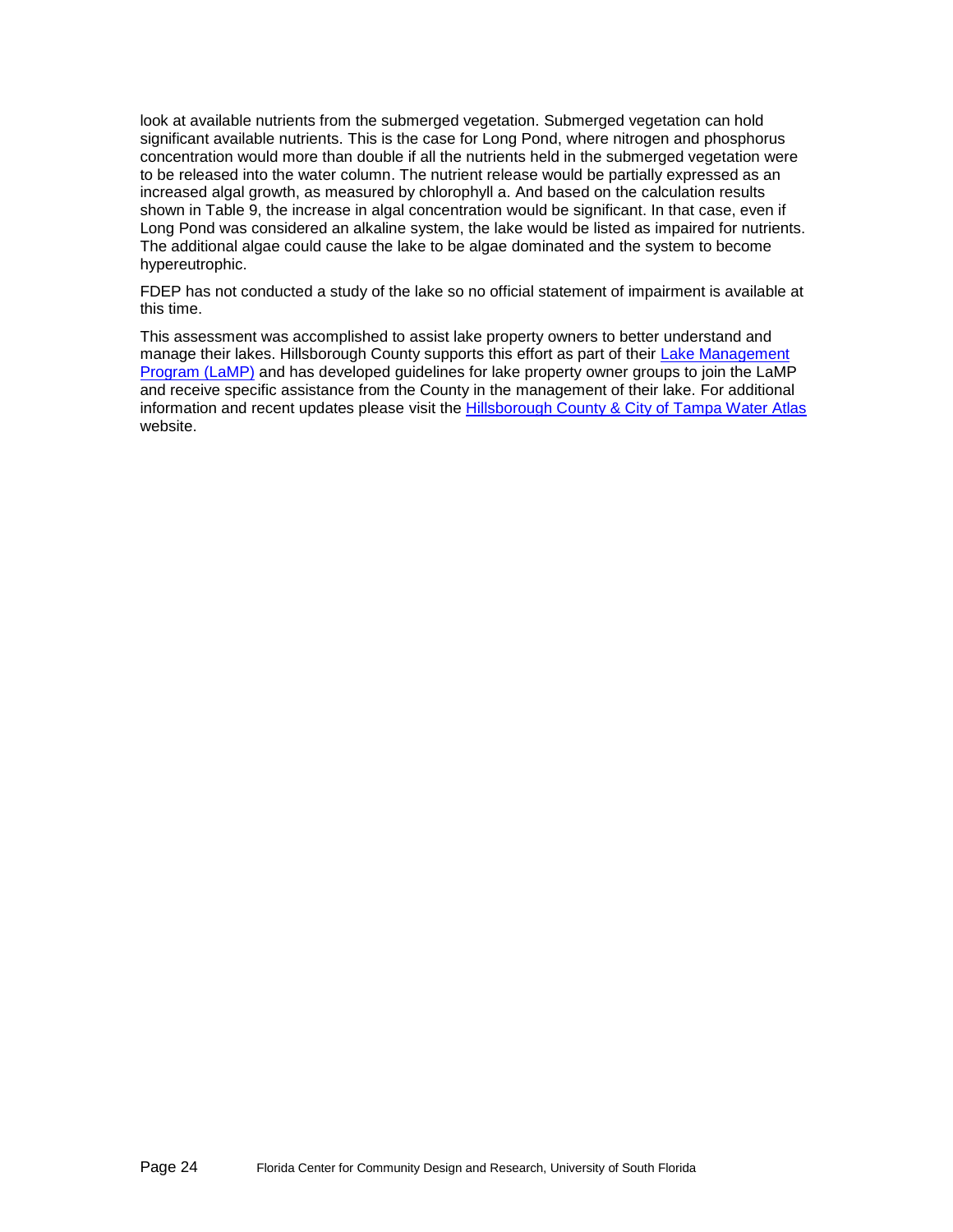look at available nutrients from the submerged vegetation. Submerged vegetation can hold significant available nutrients. This is the case for Long Pond, where nitrogen and phosphorus concentration would more than double if all the nutrients held in the submerged vegetation were to be released into the water column. The nutrient release would be partially expressed as an increased algal growth, as measured by chlorophyll a. And based on the calculation results shown in Table 9, the increase in algal concentration would be significant. In that case, even if Long Pond was considered an alkaline system, the lake would be listed as impaired for nutrients. The additional algae could cause the lake to be algae dominated and the system to become hypereutrophic.

FDEP has not conducted a study of the lake so no official statement of impairment is available at this time.

This assessment was accomplished to assist lake property owners to better understand and manage their lakes. Hillsborough County supports this effort as part of their Lake Management Program (LaMP) and has developed guidelines for lake property owner groups to join the LaMP and receive specific assistance from the County in the management of their lake. For additional information and recent updates please visit the Hillsborough County & City of Tampa Water Atlas website.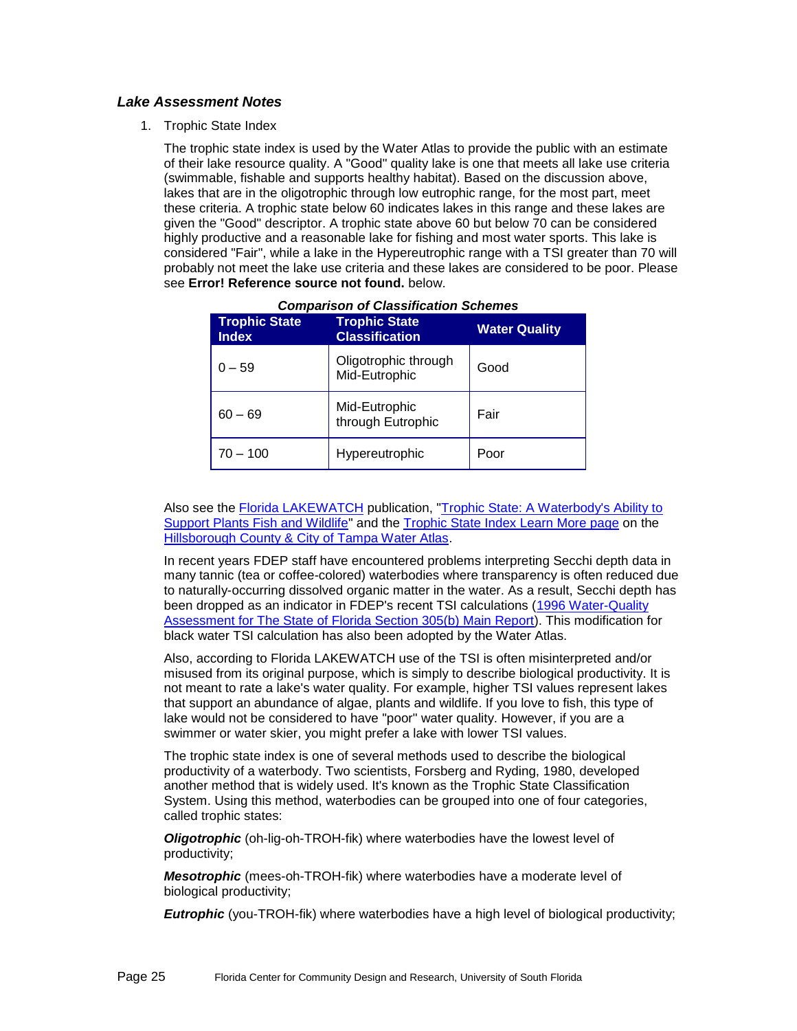### *Lake Assessment Notes*

1. Trophic State Index

   The trophic state index is used by the Water Atlas to provide the public with an estimate of their lake resource quality. A "Good" quality lake is one that meets all lake use criteria (swimmable, fishable and supports healthy habitat). Based on the discussion above, lakes that are in the oligotrophic through low eutrophic range, for the most part, meet these criteria. A trophic state below 60 indicates lakes in this range and these lakes are given the "Good" descriptor. A trophic state above 60 but below 70 can be considered highly productive and a reasonable lake for fishing and most water sports. This lake is considered "Fair", while a lake in the Hypereutrophic range with a TSI greater than 70 will probably not meet the lake use criteria and these lakes are considered to be poor. Please see **Error! Reference source not found.** below.

   ***Comparison of Classification Schemes***

   | Trophic State Index | Trophic State Classification | Water Quality |
   |---|---|---|
   | 0 – 59 | Oligotrophic through Mid-Eutrophic | Good |
   | 60 – 69 | Mid-Eutrophic through Eutrophic | Fair |
   | 70 – 100 | Hypereutrophic | Poor |

   Also see the Florida LAKEWATCH publication, "Trophic State: A Waterbody's Ability to Support Plants Fish and Wildlife" and the Trophic State Index Learn More page on the Hillsborough County & City of Tampa Water Atlas.

   In recent years FDEP staff have encountered problems interpreting Secchi depth data in many tannic (tea or coffee-colored) waterbodies where transparency is often reduced due to naturally-occurring dissolved organic matter in the water. As a result, Secchi depth has been dropped as an indicator in FDEP's recent TSI calculations (1996 Water-Quality Assessment for The State of Florida Section 305(b) Main Report). This modification for black water TSI calculation has also been adopted by the Water Atlas.

   Also, according to Florida LAKEWATCH use of the TSI is often misinterpreted and/or misused from its original purpose, which is simply to describe biological productivity. It is not meant to rate a lake's water quality. For example, higher TSI values represent lakes that support an abundance of algae, plants and wildlife. If you love to fish, this type of lake would not be considered to have "poor" water quality. However, if you are a swimmer or water skier, you might prefer a lake with lower TSI values.

   The trophic state index is one of several methods used to describe the biological productivity of a waterbody. Two scientists, Forsberg and Ryding, 1980, developed another method that is widely used. It's known as the Trophic State Classification System. Using this method, waterbodies can be grouped into one of four categories, called trophic states:

   ***Oligotrophic*** (oh-lig-oh-TROH-fik) where waterbodies have the lowest level of productivity;

   ***Mesotrophic*** (mees-oh-TROH-fik) where waterbodies have a moderate level of biological productivity;

   ***Eutrophic*** (you-TROH-fik) where waterbodies have a high level of biological productivity;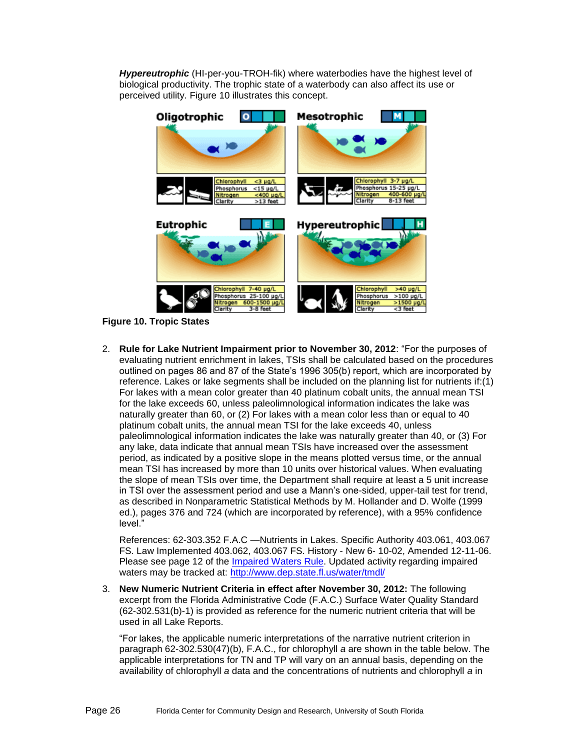***Hypereutrophic*** (HI-per-you-TROH-fik) where waterbodies have the highest level of biological productivity. The trophic state of a waterbody can also affect its use or perceived utility. Figure 10 illustrates this concept.

| Trophic State | Chlorophyll | Phosphorus | Nitrogen | Clarity |
|---|---|---|---|---|
| Oligotrophic | <3 µg/L | <15 µg/L | <400 µg/L | >13 feet |
| Mesotrophic | 3-7 µg/L | 15-25 µg/L | 400-600 µg/L | 8-13 feet |
| Eutrophic | 7-40 µg/L | 25-100 µg/L | 600-1500 µg/L | 3-8 feet |
| Hypereutrophic | >40 µg/L | >100 µg/L | >1500 µg/L | <3 feet |

**Figure 10. Tropic States**

2. **Rule for Lake Nutrient Impairment prior to November 30, 2012**: "For the purposes of evaluating nutrient enrichment in lakes, TSIs shall be calculated based on the procedures outlined on pages 86 and 87 of the State's 1996 305(b) report, which are incorporated by reference. Lakes or lake segments shall be included on the planning list for nutrients if:(1) For lakes with a mean color greater than 40 platinum cobalt units, the annual mean TSI for the lake exceeds 60, unless paleolimnological information indicates the lake was naturally greater than 60, or (2) For lakes with a mean color less than or equal to 40 platinum cobalt units, the annual mean TSI for the lake exceeds 40, unless paleolimnological information indicates the lake was naturally greater than 40, or (3) For any lake, data indicate that annual mean TSIs have increased over the assessment period, as indicated by a positive slope in the means plotted versus time, or the annual mean TSI has increased by more than 10 units over historical values. When evaluating the slope of mean TSIs over time, the Department shall require at least a 5 unit increase in TSI over the assessment period and use a Mann's one-sided, upper-tail test for trend, as described in Nonparametric Statistical Methods by M. Hollander and D. Wolfe (1999 ed.), pages 376 and 724 (which are incorporated by reference), with a 95% confidence level."

   References: 62-303.352 F.A.C —Nutrients in Lakes. Specific Authority 403.061, 403.067 FS. Law Implemented 403.062, 403.067 FS. History - New 6- 10-02, Amended 12-11-06. Please see page 12 of the [Impaired Waters Rule](). Updated activity regarding impaired waters may be tracked at: [http://www.dep.state.fl.us/water/tmdl/](http://www.dep.state.fl.us/water/tmdl/)

3. **New Numeric Nutrient Criteria in effect after November 30, 2012:** The following excerpt from the Florida Administrative Code (F.A.C.) Surface Water Quality Standard (62-302.531(b)-1) is provided as reference for the numeric nutrient criteria that will be used in all Lake Reports.

   "For lakes, the applicable numeric interpretations of the narrative nutrient criterion in paragraph 62-302.530(47)(b), F.A.C., for chlorophyll *a* are shown in the table below. The applicable interpretations for TN and TP will vary on an annual basis, depending on the availability of chlorophyll *a* data and the concentrations of nutrients and chlorophyll *a* in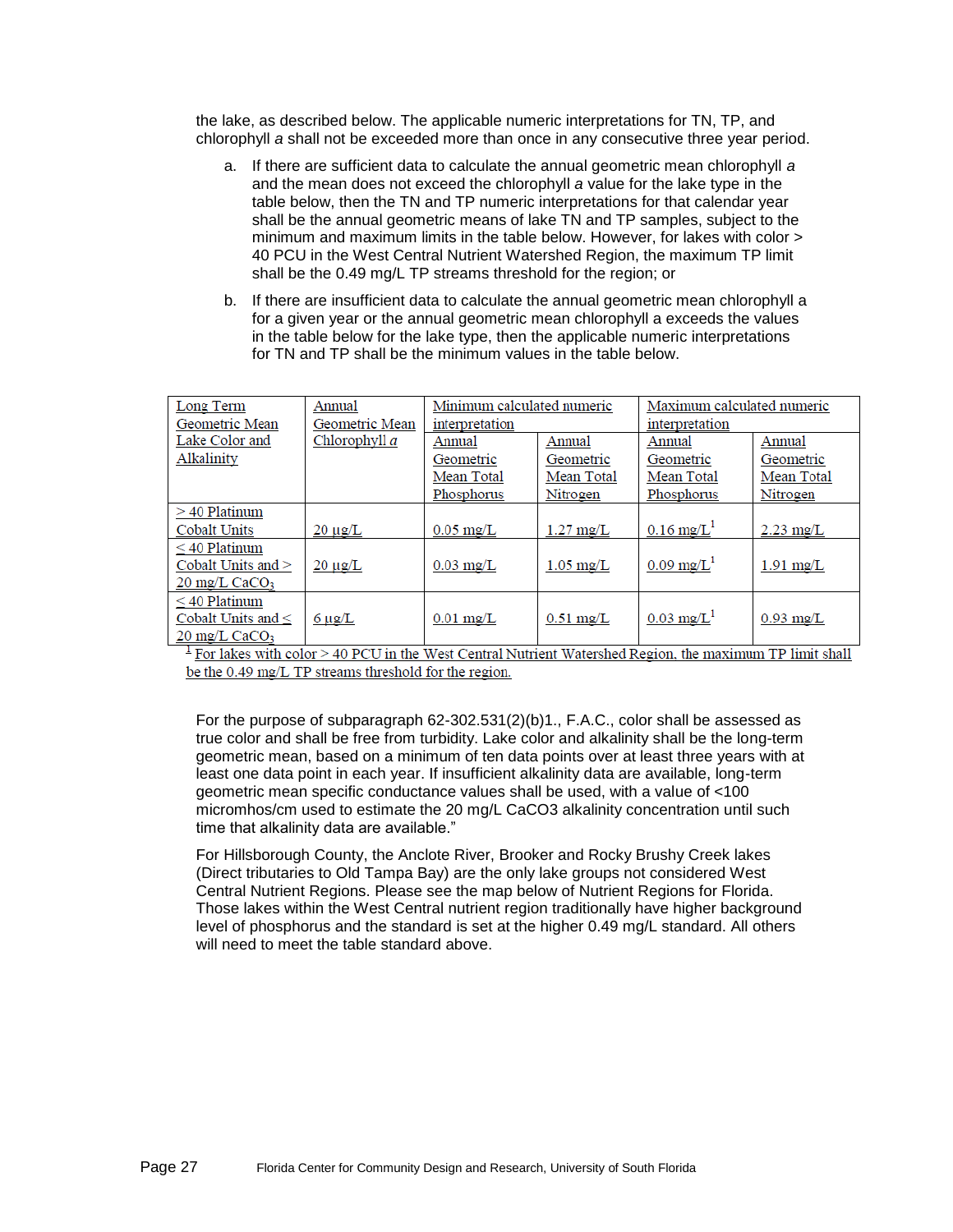the lake, as described below. The applicable numeric interpretations for TN, TP, and chlorophyll *a* shall not be exceeded more than once in any consecutive three year period.

a. If there are sufficient data to calculate the annual geometric mean chlorophyll *a* and the mean does not exceed the chlorophyll *a* value for the lake type in the table below, then the TN and TP numeric interpretations for that calendar year shall be the annual geometric means of lake TN and TP samples, subject to the minimum and maximum limits in the table below. However, for lakes with color > 40 PCU in the West Central Nutrient Watershed Region, the maximum TP limit shall be the 0.49 mg/L TP streams threshold for the region; or

b. If there are insufficient data to calculate the annual geometric mean chlorophyll a for a given year or the annual geometric mean chlorophyll a exceeds the values in the table below for the lake type, then the applicable numeric interpretations for TN and TP shall be the minimum values in the table below.

| Long Term Geometric Mean Lake Color and Alkalinity | Annual Geometric Mean Chlorophyll *a* | Minimum calculated numeric interpretation | | Maximum calculated numeric interpretation | |
|---|---|---|---|---|---|
| | | Annual Geometric Mean Total Phosphorus | Annual Geometric Mean Total Nitrogen | Annual Geometric Mean Total Phosphorus | Annual Geometric Mean Total Nitrogen |
| > 40 Platinum Cobalt Units | 20 µg/L | 0.05 mg/L | 1.27 mg/L | 0.16 mg/L[1] | 2.23 mg/L |
| ≤ 40 Platinum Cobalt Units and > 20 mg/L $CaCO_3$ | 20 µg/L | 0.03 mg/L | 1.05 mg/L | 0.09 mg/L[1] | 1.91 mg/L |
| ≤ 40 Platinum Cobalt Units and ≤ 20 mg/L $CaCO_3$ | 6 µg/L | 0.01 mg/L | 0.51 mg/L | 0.03 mg/L[1] | 0.93 mg/L |

[1] For lakes with color > 40 PCU in the West Central Nutrient Watershed Region, the maximum TP limit shall be the 0.49 mg/L TP streams threshold for the region.

For the purpose of subparagraph 62-302.531(2)(b)1., F.A.C., color shall be assessed as true color and shall be free from turbidity. Lake color and alkalinity shall be the long-term geometric mean, based on a minimum of ten data points over at least three years with at least one data point in each year. If insufficient alkalinity data are available, long-term geometric mean specific conductance values shall be used, with a value of <100 micromhos/cm used to estimate the 20 mg/L CaCO3 alkalinity concentration until such time that alkalinity data are available."

For Hillsborough County, the Anclote River, Brooker and Rocky Brushy Creek lakes (Direct tributaries to Old Tampa Bay) are the only lake groups not considered West Central Nutrient Regions. Please see the map below of Nutrient Regions for Florida. Those lakes within the West Central nutrient region traditionally have higher background level of phosphorus and the standard is set at the higher 0.49 mg/L standard. All others will need to meet the table standard above.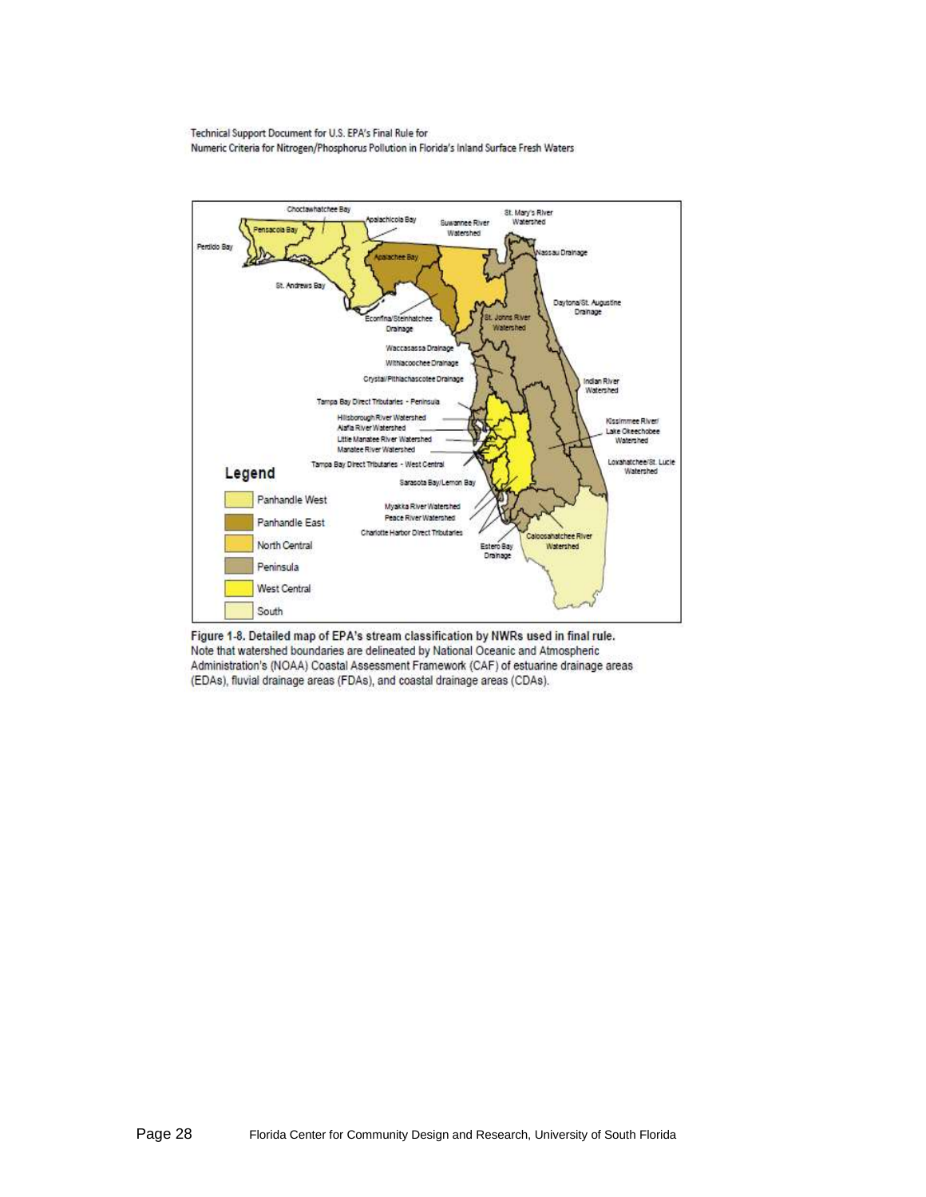**Figure 1-8. Detailed map of EPA's stream classification by NWRs used in final rule.** Note that watershed boundaries are delineated by National Oceanic and Atmospheric Administration's (NOAA) Coastal Assessment Framework (CAF) of estuarine drainage areas (EDAs), fluvial drainage areas (FDAs), and coastal drainage areas (CDAs).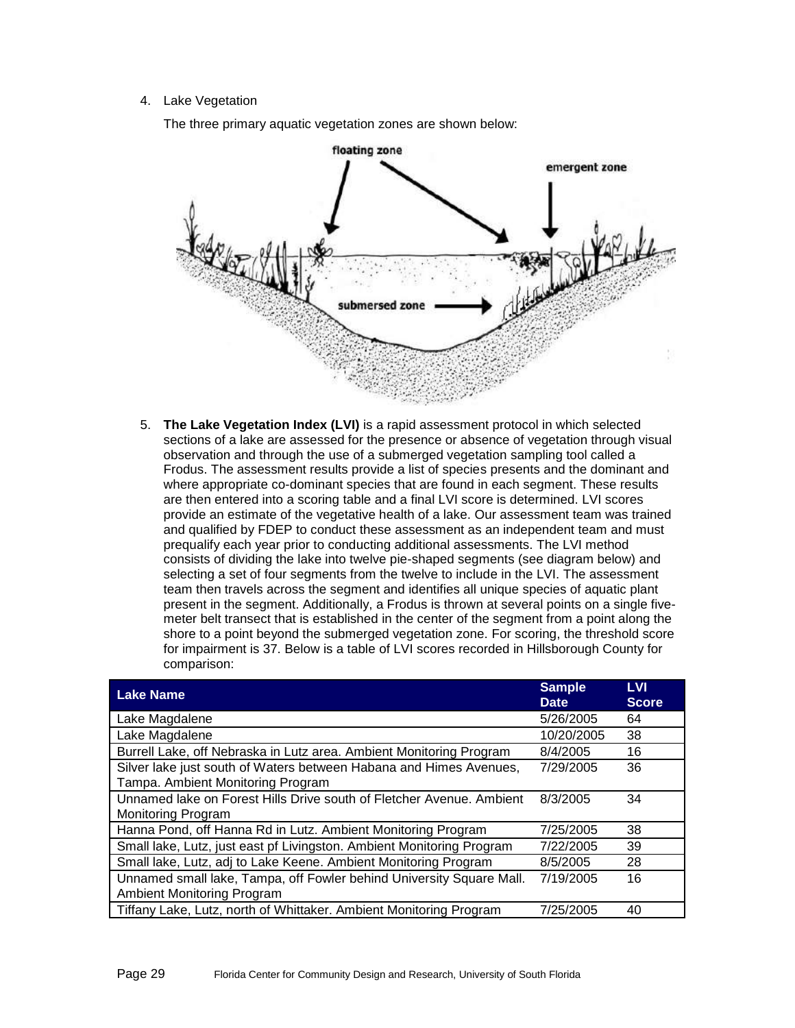4. Lake Vegetation

   The three primary aquatic vegetation zones are shown below:

5. **The Lake Vegetation Index (LVI)** is a rapid assessment protocol in which selected sections of a lake are assessed for the presence or absence of vegetation through visual observation and through the use of a submerged vegetation sampling tool called a Frodus. The assessment results provide a list of species presents and the dominant and where appropriate co-dominant species that are found in each segment. These results are then entered into a scoring table and a final LVI score is determined. LVI scores provide an estimate of the vegetative health of a lake. Our assessment team was trained and qualified by FDEP to conduct these assessment as an independent team and must prequalify each year prior to conducting additional assessments. The LVI method consists of dividing the lake into twelve pie-shaped segments (see diagram below) and selecting a set of four segments from the twelve to include in the LVI. The assessment team then travels across the segment and identifies all unique species of aquatic plant present in the segment. Additionally, a Frodus is thrown at several points on a single five-meter belt transect that is established in the center of the segment from a point along the shore to a point beyond the submerged vegetation zone. For scoring, the threshold score for impairment is 37. Below is a table of LVI scores recorded in Hillsborough County for comparison:

| Lake Name | Sample Date | LVI Score |
|---|---|---|
| Lake Magdalene | 5/26/2005 | 64 |
| Lake Magdalene | 10/20/2005 | 38 |
| Burrell Lake, off Nebraska in Lutz area. Ambient Monitoring Program | 8/4/2005 | 16 |
| Silver lake just south of Waters between Habana and Himes Avenues, Tampa. Ambient Monitoring Program | 7/29/2005 | 36 |
| Unnamed lake on Forest Hills Drive south of Fletcher Avenue. Ambient Monitoring Program | 8/3/2005 | 34 |
| Hanna Pond, off Hanna Rd in Lutz. Ambient Monitoring Program | 7/25/2005 | 38 |
| Small lake, Lutz, just east pf Livingston. Ambient Monitoring Program | 7/22/2005 | 39 |
| Small lake, Lutz, adj to Lake Keene. Ambient Monitoring Program | 8/5/2005 | 28 |
| Unnamed small lake, Tampa, off Fowler behind University Square Mall. Ambient Monitoring Program | 7/19/2005 | 16 |
| Tiffany Lake, Lutz, north of Whittaker. Ambient Monitoring Program | 7/25/2005 | 40 |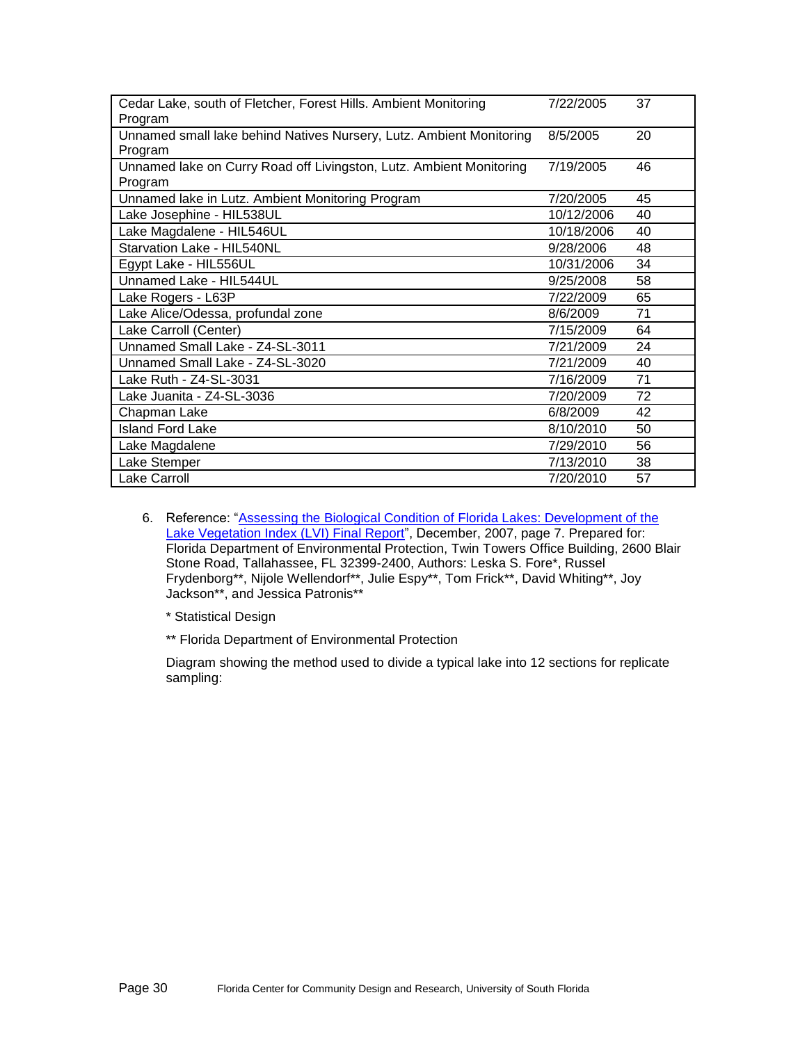| | | |
|---|---|---|
| Cedar Lake, south of Fletcher, Forest Hills. Ambient Monitoring Program | 7/22/2005 | 37 |
| Unnamed small lake behind Natives Nursery, Lutz. Ambient Monitoring Program | 8/5/2005 | 20 |
| Unnamed lake on Curry Road off Livingston, Lutz. Ambient Monitoring Program | 7/19/2005 | 46 |
| Unnamed lake in Lutz. Ambient Monitoring Program | 7/20/2005 | 45 |
| Lake Josephine - HIL538UL | 10/12/2006 | 40 |
| Lake Magdalene - HIL546UL | 10/18/2006 | 40 |
| Starvation Lake - HIL540NL | 9/28/2006 | 48 |
| Egypt Lake - HIL556UL | 10/31/2006 | 34 |
| Unnamed Lake - HIL544UL | 9/25/2008 | 58 |
| Lake Rogers - L63P | 7/22/2009 | 65 |
| Lake Alice/Odessa, profundal zone | 8/6/2009 | 71 |
| Lake Carroll (Center) | 7/15/2009 | 64 |
| Unnamed Small Lake - Z4-SL-3011 | 7/21/2009 | 24 |
| Unnamed Small Lake - Z4-SL-3020 | 7/21/2009 | 40 |
| Lake Ruth - Z4-SL-3031 | 7/16/2009 | 71 |
| Lake Juanita - Z4-SL-3036 | 7/20/2009 | 72 |
| Chapman Lake | 6/8/2009 | 42 |
| Island Ford Lake | 8/10/2010 | 50 |
| Lake Magdalene | 7/29/2010 | 56 |
| Lake Stemper | 7/13/2010 | 38 |
| Lake Carroll | 7/20/2010 | 57 |

6. Reference: "Assessing the Biological Condition of Florida Lakes: Development of the Lake Vegetation Index (LVI) Final Report", December, 2007, page 7. Prepared for: Florida Department of Environmental Protection, Twin Towers Office Building, 2600 Blair Stone Road, Tallahassee, FL 32399-2400, Authors: Leska S. Fore*, Russel Frydenborg**, Nijole Wellendorf**, Julie Espy**, Tom Frick**, David Whiting**, Joy Jackson**, and Jessica Patronis**

   * Statistical Design

   ** Florida Department of Environmental Protection

   Diagram showing the method used to divide a typical lake into 12 sections for replicate sampling: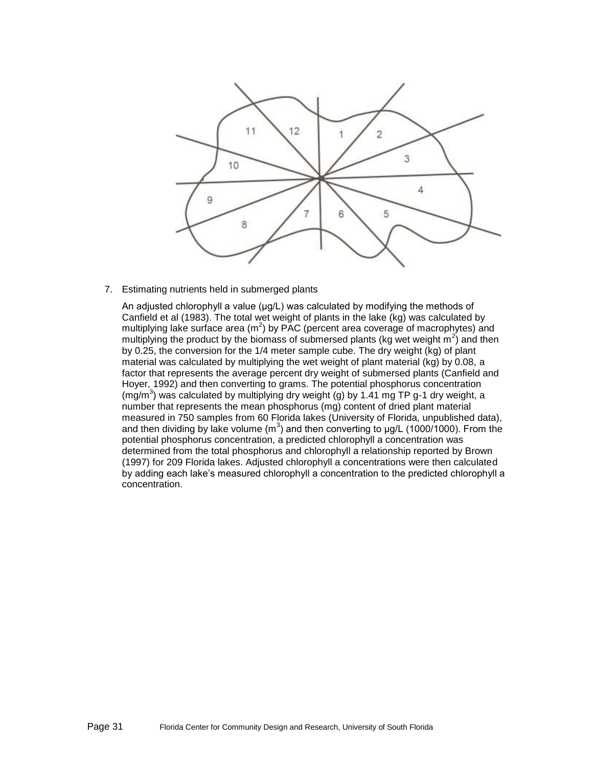11
12
1
2
3
10
4
9
7
6
5
8

7. Estimating nutrients held in submerged plants

   An adjusted chlorophyll a value (µg/L) was calculated by modifying the methods of Canfield et al (1983). The total wet weight of plants in the lake (kg) was calculated by multiplying lake surface area ($m^2$) by PAC (percent area coverage of macrophytes) and multiplying the product by the biomass of submersed plants (kg wet weight $m^2$) and then by 0.25, the conversion for the 1/4 meter sample cube. The dry weight (kg) of plant material was calculated by multiplying the wet weight of plant material (kg) by 0.08, a factor that represents the average percent dry weight of submersed plants (Canfield and Hoyer, 1992) and then converting to grams. The potential phosphorus concentration ($mg/m^3$) was calculated by multiplying dry weight (g) by 1.41 mg TP g-1 dry weight, a number that represents the mean phosphorus (mg) content of dried plant material measured in 750 samples from 60 Florida lakes (University of Florida, unpublished data), and then dividing by lake volume ($m^3$) and then converting to µg/L (1000/1000). From the potential phosphorus concentration, a predicted chlorophyll a concentration was determined from the total phosphorus and chlorophyll a relationship reported by Brown (1997) for 209 Florida lakes. Adjusted chlorophyll a concentrations were then calculated by adding each lake's measured chlorophyll a concentration to the predicted chlorophyll a concentration.